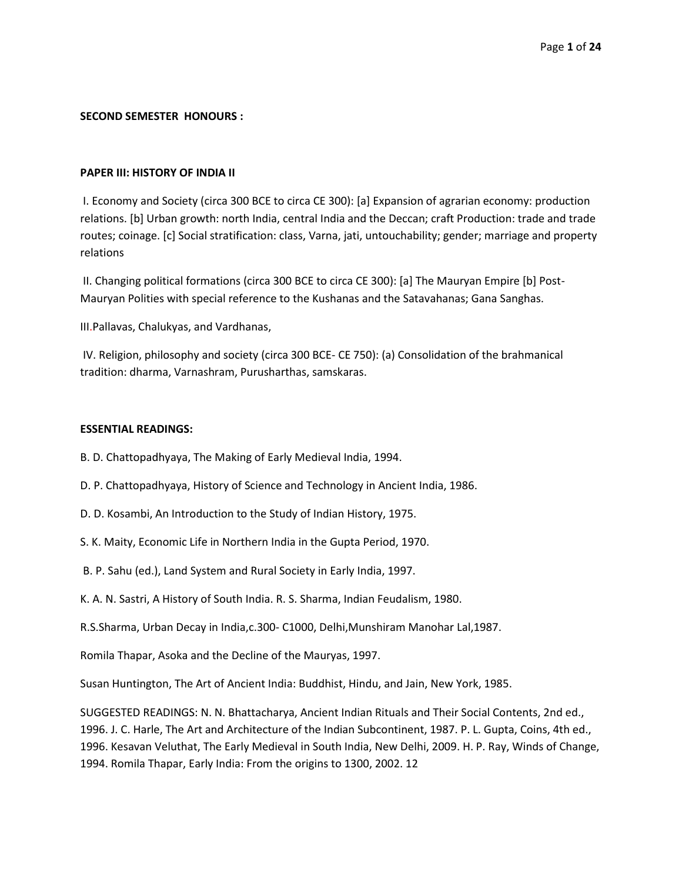**SECOND SEMESTER HONOURS :**

**PAPER III: HISTORY OF INDIA II**

I. Economy and Society (circa 300 BCE to circa CE 300): [a] Expansion of agrarian economy: production relations. [b] Urban growth: north India, central India and the Deccan; craft Production: trade and trade routes; coinage. [c] Social stratification: class, Varna, jati, untouchability; gender; marriage and property relations

II. Changing political formations (circa 300 BCE to circa CE 300): [a] The Mauryan Empire [b] Post-Mauryan Polities with special reference to the Kushanas and the Satavahanas; Gana Sanghas.

III.Pallavas, Chalukyas, and Vardhanas,

IV. Religion, philosophy and society (circa 300 BCE- CE 750): (a) Consolidation of the brahmanical tradition: dharma, Varnashram, Purusharthas, samskaras.

**ESSENTIAL READINGS:**

B. D. Chattopadhyaya, The Making of Early Medieval India, 1994.

D. P. Chattopadhyaya, History of Science and Technology in Ancient India, 1986.

D. D. Kosambi, An Introduction to the Study of Indian History, 1975.

S. K. Maity, Economic Life in Northern India in the Gupta Period, 1970.

B. P. Sahu (ed.), Land System and Rural Society in Early India, 1997.

K. A. N. Sastri, A History of South India. R. S. Sharma, Indian Feudalism, 1980.

R.S.Sharma, Urban Decay in India,c.300- C1000, Delhi,Munshiram Manohar Lal,1987.

Romila Thapar, Asoka and the Decline of the Mauryas, 1997.

Susan Huntington, The Art of Ancient India: Buddhist, Hindu, and Jain, New York, 1985.

SUGGESTED READINGS: N. N. Bhattacharya, Ancient Indian Rituals and Their Social Contents, 2nd ed., 1996. J. C. Harle, The Art and Architecture of the Indian Subcontinent, 1987. P. L. Gupta, Coins, 4th ed., 1996. Kesavan Veluthat, The Early Medieval in South India, New Delhi, 2009. H. P. Ray, Winds of Change, 1994. Romila Thapar, Early India: From the origins to 1300, 2002. 12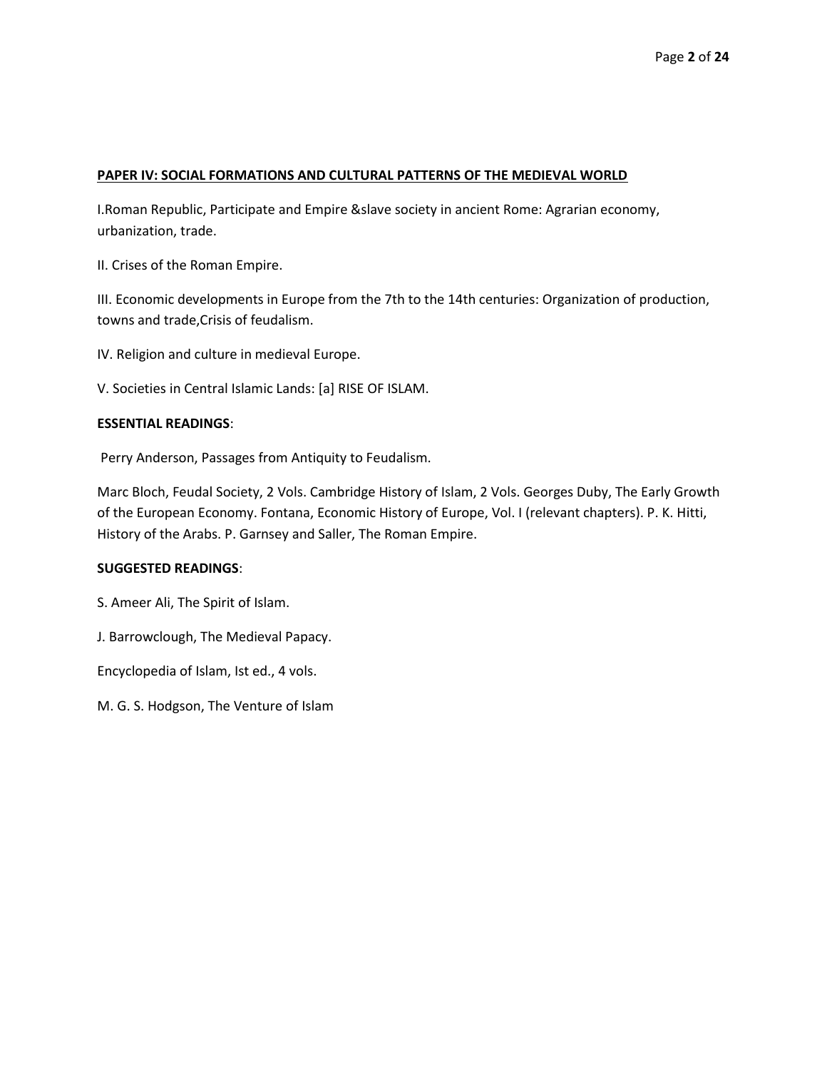**PAPER IV: SOCIAL FORMATIONS AND CULTURAL PATTERNS OF THE MEDIEVAL WORLD**

I.Roman Republic, Participate and Empire &slave society in ancient Rome: Agrarian economy, urbanization, trade.

II. Crises of the Roman Empire.

III. Economic developments in Europe from the 7th to the 14th centuries: Organization of production, towns and trade,Crisis of feudalism.

IV. Religion and culture in medieval Europe.

V. Societies in Central Islamic Lands: [a] RISE OF ISLAM.

**ESSENTIAL READINGS**:

Perry Anderson, Passages from Antiquity to Feudalism.

Marc Bloch, Feudal Society, 2 Vols. Cambridge History of Islam, 2 Vols. Georges Duby, The Early Growth of the European Economy. Fontana, Economic History of Europe, Vol. I (relevant chapters). P. K. Hitti, History of the Arabs. P. Garnsey and Saller, The Roman Empire.

**SUGGESTED READINGS**:

S. Ameer Ali, The Spirit of Islam.

J. Barrowclough, The Medieval Papacy.

Encyclopedia of Islam, Ist ed., 4 vols.

M. G. S. Hodgson, The Venture of Islam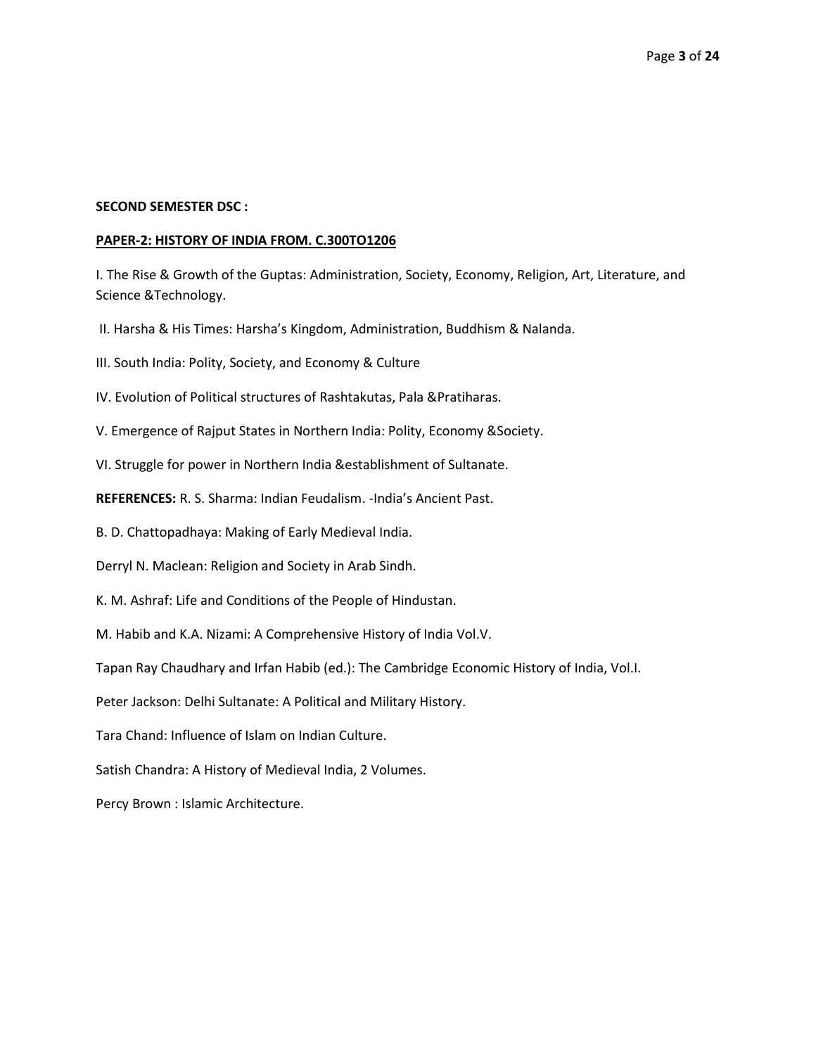**SECOND SEMESTER DSC :**

**PAPER-2: HISTORY OF INDIA FROM. C.300TO1206**

I. The Rise & Growth of the Guptas: Administration, Society, Economy, Religion, Art, Literature, and Science &Technology.

II. Harsha & His Times: Harsha's Kingdom, Administration, Buddhism & Nalanda.

III. South India: Polity, Society, and Economy & Culture

IV. Evolution of Political structures of Rashtakutas, Pala &Pratiharas.

V. Emergence of Rajput States in Northern India: Polity, Economy &Society.

VI. Struggle for power in Northern India &establishment of Sultanate.

**REFERENCES:** R. S. Sharma: Indian Feudalism. -India's Ancient Past.

B. D. Chattopadhaya: Making of Early Medieval India.

Derryl N. Maclean: Religion and Society in Arab Sindh.

K. M. Ashraf: Life and Conditions of the People of Hindustan.

M. Habib and K.A. Nizami: A Comprehensive History of India Vol.V.

Tapan Ray Chaudhary and Irfan Habib (ed.): The Cambridge Economic History of India, Vol.I.

Peter Jackson: Delhi Sultanate: A Political and Military History.

Tara Chand: Influence of Islam on Indian Culture.

Satish Chandra: A History of Medieval India, 2 Volumes.

Percy Brown : Islamic Architecture.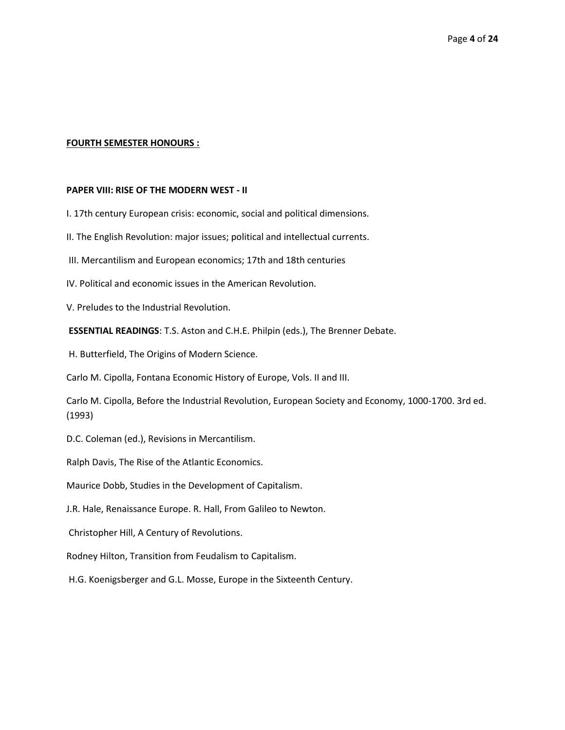**<u>FOURTH SEMESTER HONOURS :</u>**

**PAPER VIII: RISE OF THE MODERN WEST - II**

I. 17th century European crisis: economic, social and political dimensions.

II. The English Revolution: major issues; political and intellectual currents.

III. Mercantilism and European economics; 17th and 18th centuries

IV. Political and economic issues in the American Revolution.

V. Preludes to the Industrial Revolution.

**ESSENTIAL READINGS**: T.S. Aston and C.H.E. Philpin (eds.), The Brenner Debate.

H. Butterfield, The Origins of Modern Science.

Carlo M. Cipolla, Fontana Economic History of Europe, Vols. II and III.

Carlo M. Cipolla, Before the Industrial Revolution, European Society and Economy, 1000-1700. 3rd ed. (1993)

D.C. Coleman (ed.), Revisions in Mercantilism.

Ralph Davis, The Rise of the Atlantic Economics.

Maurice Dobb, Studies in the Development of Capitalism.

J.R. Hale, Renaissance Europe. R. Hall, From Galileo to Newton.

Christopher Hill, A Century of Revolutions.

Rodney Hilton, Transition from Feudalism to Capitalism.

H.G. Koenigsberger and G.L. Mosse, Europe in the Sixteenth Century.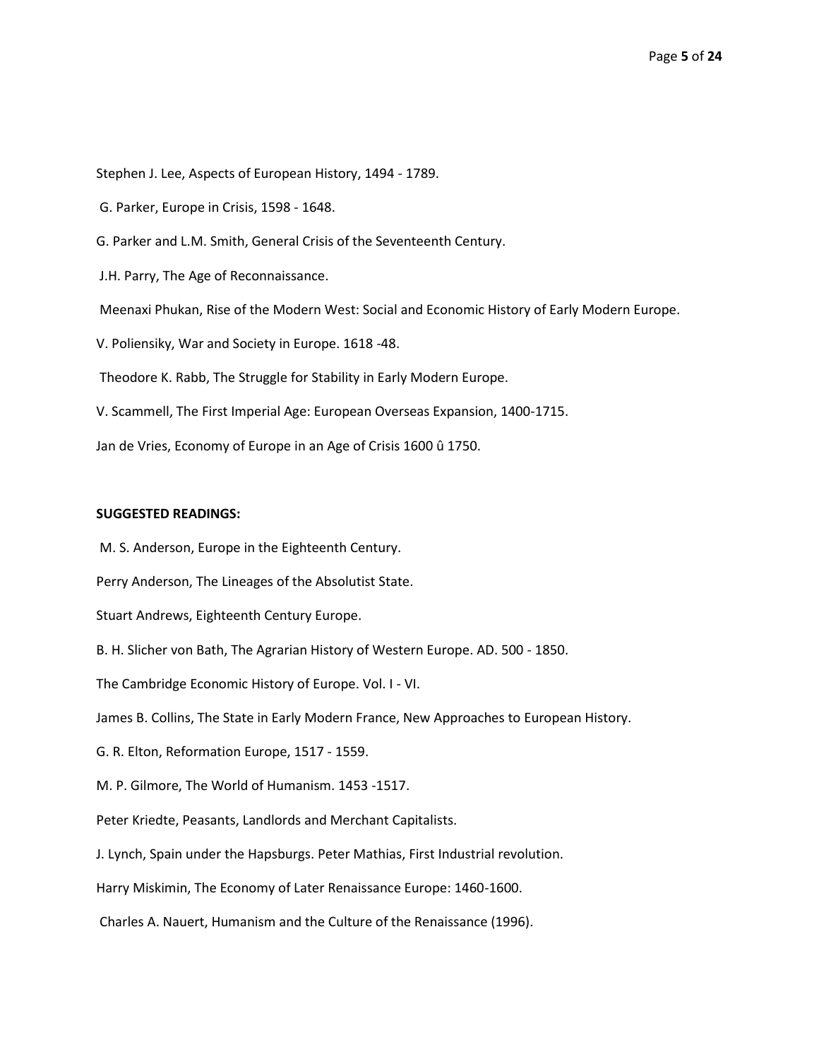Stephen J. Lee, Aspects of European History, 1494 - 1789.

G. Parker, Europe in Crisis, 1598 - 1648.

G. Parker and L.M. Smith, General Crisis of the Seventeenth Century.

J.H. Parry, The Age of Reconnaissance.

Meenaxi Phukan, Rise of the Modern West: Social and Economic History of Early Modern Europe.

V. Poliensiky, War and Society in Europe. 1618 -48.

Theodore K. Rabb, The Struggle for Stability in Early Modern Europe.

V. Scammell, The First Imperial Age: European Overseas Expansion, 1400-1715.

Jan de Vries, Economy of Europe in an Age of Crisis 1600 û 1750.

**SUGGESTED READINGS:**

M. S. Anderson, Europe in the Eighteenth Century.

Perry Anderson, The Lineages of the Absolutist State.

Stuart Andrews, Eighteenth Century Europe.

B. H. Slicher von Bath, The Agrarian History of Western Europe. AD. 500 - 1850.

The Cambridge Economic History of Europe. Vol. I - VI.

James B. Collins, The State in Early Modern France, New Approaches to European History.

G. R. Elton, Reformation Europe, 1517 - 1559.

M. P. Gilmore, The World of Humanism. 1453 -1517.

Peter Kriedte, Peasants, Landlords and Merchant Capitalists.

J. Lynch, Spain under the Hapsburgs. Peter Mathias, First Industrial revolution.

Harry Miskimin, The Economy of Later Renaissance Europe: 1460-1600.

Charles A. Nauert, Humanism and the Culture of the Renaissance (1996).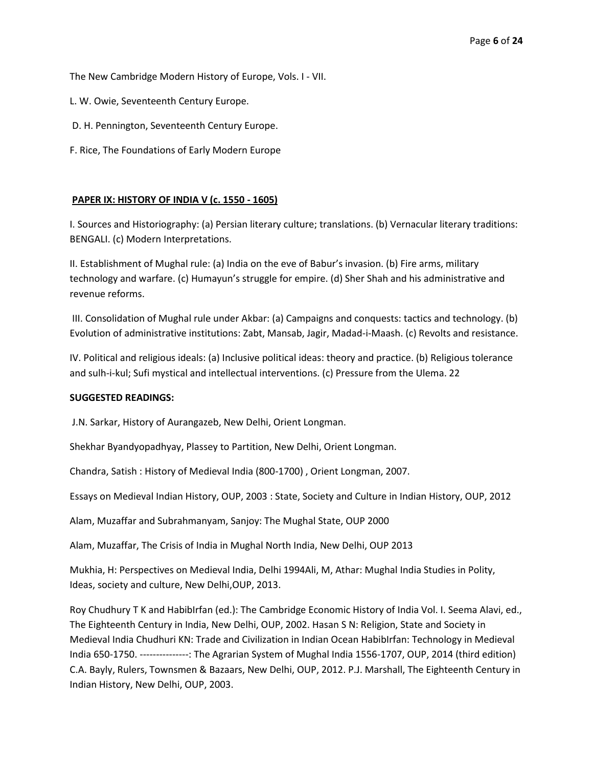The New Cambridge Modern History of Europe, Vols. I - VII.

L. W. Owie, Seventeenth Century Europe.

D. H. Pennington, Seventeenth Century Europe.

F. Rice, The Foundations of Early Modern Europe

## PAPER IX: HISTORY OF INDIA V (c. 1550 - 1605)

I. Sources and Historiography: (a) Persian literary culture; translations. (b) Vernacular literary traditions: BENGALI. (c) Modern Interpretations.

II. Establishment of Mughal rule: (a) India on the eve of Babur's invasion. (b) Fire arms, military technology and warfare. (c) Humayun's struggle for empire. (d) Sher Shah and his administrative and revenue reforms.

III. Consolidation of Mughal rule under Akbar: (a) Campaigns and conquests: tactics and technology. (b) Evolution of administrative institutions: Zabt, Mansab, Jagir, Madad-i-Maash. (c) Revolts and resistance.

IV. Political and religious ideals: (a) Inclusive political ideas: theory and practice. (b) Religious tolerance and sulh-i-kul; Sufi mystical and intellectual interventions. (c) Pressure from the Ulema. 22

**SUGGESTED READINGS:**

J.N. Sarkar, History of Aurangazeb, New Delhi, Orient Longman.

Shekhar Byandyopadhyay, Plassey to Partition, New Delhi, Orient Longman.

Chandra, Satish : History of Medieval India (800-1700) , Orient Longman, 2007.

Essays on Medieval Indian History, OUP, 2003 : State, Society and Culture in Indian History, OUP, 2012

Alam, Muzaffar and Subrahmanyam, Sanjoy: The Mughal State, OUP 2000

Alam, Muzaffar, The Crisis of India in Mughal North India, New Delhi, OUP 2013

Mukhia, H: Perspectives on Medieval India, Delhi 1994Ali, M, Athar: Mughal India Studies in Polity, Ideas, society and culture, New Delhi,OUP, 2013.

Roy Chudhury T K and HabibIrfan (ed.): The Cambridge Economic History of India Vol. I. Seema Alavi, ed., The Eighteenth Century in India, New Delhi, OUP, 2002. Hasan S N: Religion, State and Society in Medieval India Chudhuri KN: Trade and Civilization in Indian Ocean HabibIrfan: Technology in Medieval India 650-1750. ---------------: The Agrarian System of Mughal India 1556-1707, OUP, 2014 (third edition) C.A. Bayly, Rulers, Townsmen & Bazaars, New Delhi, OUP, 2012. P.J. Marshall, The Eighteenth Century in Indian History, New Delhi, OUP, 2003.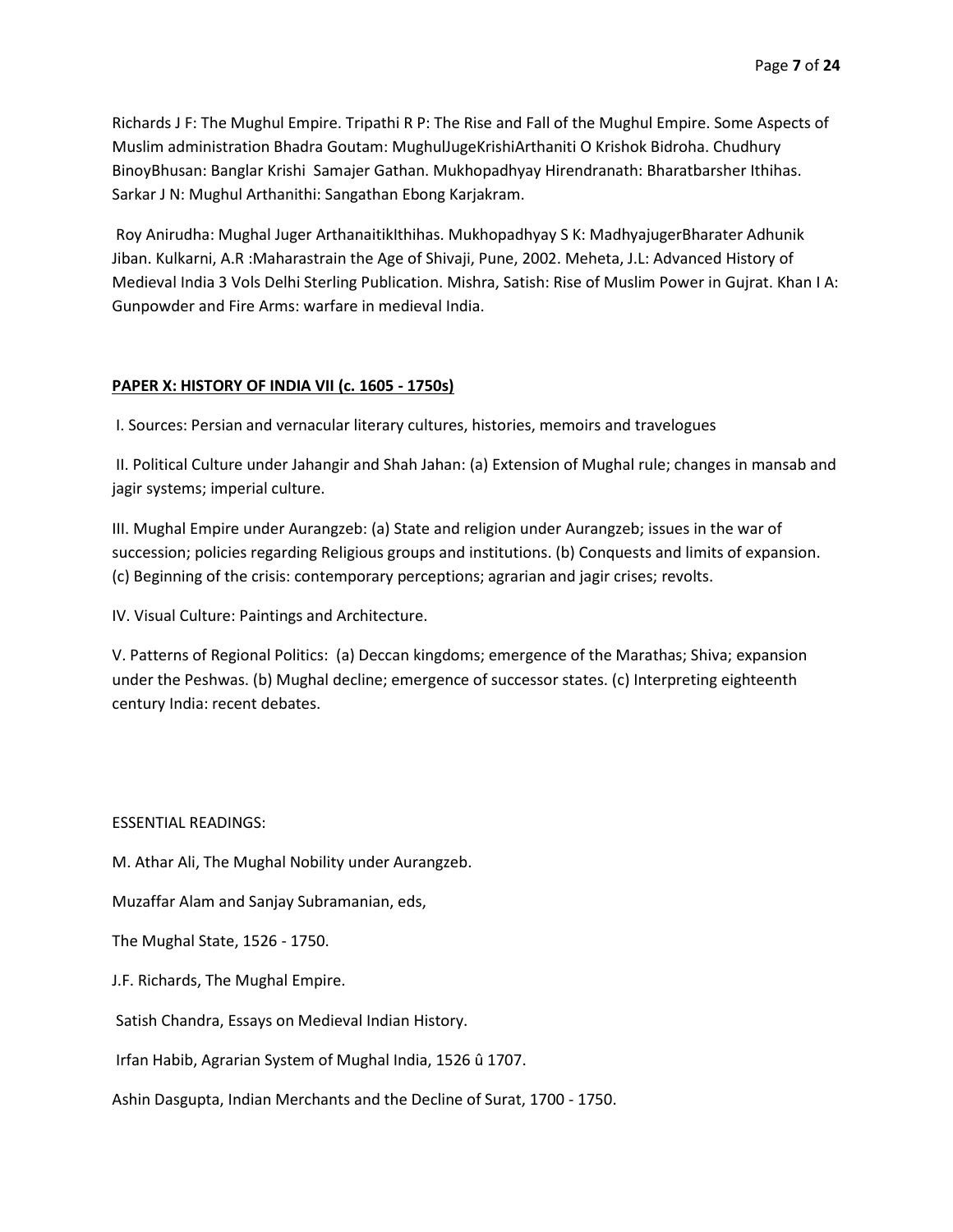Richards J F: The Mughul Empire. Tripathi R P: The Rise and Fall of the Mughul Empire. Some Aspects of Muslim administration Bhadra Goutam: MughulJugeKrishiArthaniti O Krishok Bidroha. Chudhury BinoyBhusan: Banglar Krishi Samajer Gathan. Mukhopadhyay Hirendranath: Bharatbarsher Ithihas. Sarkar J N: Mughul Arthanithi: Sangathan Ebong Karjakram.

Roy Anirudha: Mughal Juger ArthanaitikIthihas. Mukhopadhyay S K: MadhyajugerBharater Adhunik Jiban. Kulkarni, A.R :Maharastrain the Age of Shivaji, Pune, 2002. Meheta, J.L: Advanced History of Medieval India 3 Vols Delhi Sterling Publication. Mishra, Satish: Rise of Muslim Power in Gujrat. Khan I A: Gunpowder and Fire Arms: warfare in medieval India.

**PAPER X: HISTORY OF INDIA VII (c. 1605 - 1750s)**

I. Sources: Persian and vernacular literary cultures, histories, memoirs and travelogues

II. Political Culture under Jahangir and Shah Jahan: (a) Extension of Mughal rule; changes in mansab and jagir systems; imperial culture.

III. Mughal Empire under Aurangzeb: (a) State and religion under Aurangzeb; issues in the war of succession; policies regarding Religious groups and institutions. (b) Conquests and limits of expansion. (c) Beginning of the crisis: contemporary perceptions; agrarian and jagir crises; revolts.

IV. Visual Culture: Paintings and Architecture.

V. Patterns of Regional Politics: (a) Deccan kingdoms; emergence of the Marathas; Shiva; expansion under the Peshwas. (b) Mughal decline; emergence of successor states. (c) Interpreting eighteenth century India: recent debates.

ESSENTIAL READINGS:

M. Athar Ali, The Mughal Nobility under Aurangzeb.

Muzaffar Alam and Sanjay Subramanian, eds,

The Mughal State, 1526 - 1750.

J.F. Richards, The Mughal Empire.

Satish Chandra, Essays on Medieval Indian History.

Irfan Habib, Agrarian System of Mughal India, 1526 û 1707.

Ashin Dasgupta, Indian Merchants and the Decline of Surat, 1700 - 1750.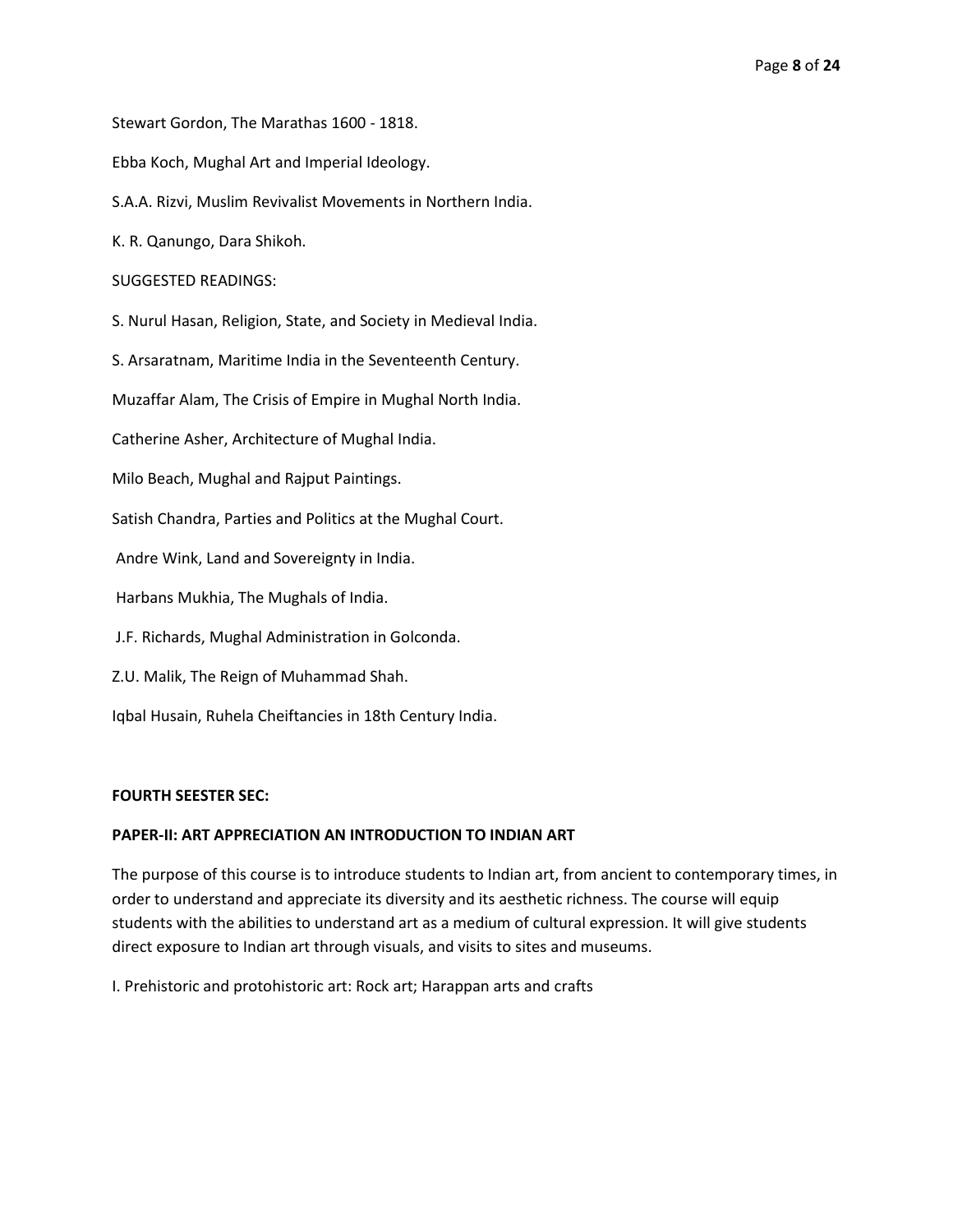Stewart Gordon, The Marathas 1600 - 1818.

Ebba Koch, Mughal Art and Imperial Ideology.

S.A.A. Rizvi, Muslim Revivalist Movements in Northern India.

K. R. Qanungo, Dara Shikoh.

SUGGESTED READINGS:

S. Nurul Hasan, Religion, State, and Society in Medieval India.

S. Arsaratnam, Maritime India in the Seventeenth Century.

Muzaffar Alam, The Crisis of Empire in Mughal North India.

Catherine Asher, Architecture of Mughal India.

Milo Beach, Mughal and Rajput Paintings.

Satish Chandra, Parties and Politics at the Mughal Court.

Andre Wink, Land and Sovereignty in India.

Harbans Mukhia, The Mughals of India.

J.F. Richards, Mughal Administration in Golconda.

Z.U. Malik, The Reign of Muhammad Shah.

Iqbal Husain, Ruhela Cheiftancies in 18th Century India.

**FOURTH SEESTER SEC:**

**PAPER-II: ART APPRECIATION AN INTRODUCTION TO INDIAN ART**

The purpose of this course is to introduce students to Indian art, from ancient to contemporary times, in order to understand and appreciate its diversity and its aesthetic richness. The course will equip students with the abilities to understand art as a medium of cultural expression. It will give students direct exposure to Indian art through visuals, and visits to sites and museums.

I. Prehistoric and protohistoric art: Rock art; Harappan arts and crafts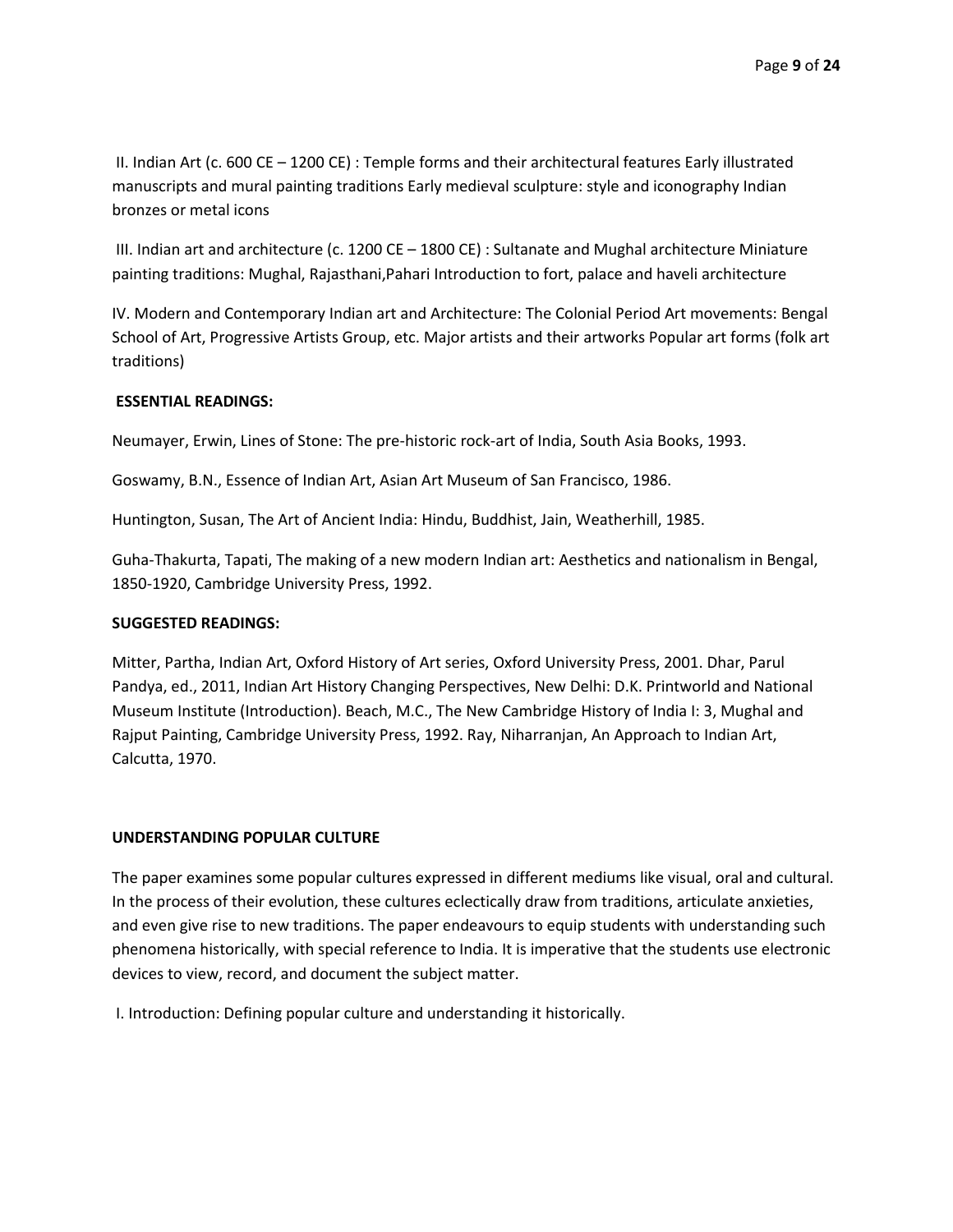II. Indian Art (c. 600 CE – 1200 CE) : Temple forms and their architectural features Early illustrated manuscripts and mural painting traditions Early medieval sculpture: style and iconography Indian bronzes or metal icons

III. Indian art and architecture (c. 1200 CE – 1800 CE) : Sultanate and Mughal architecture Miniature painting traditions: Mughal, Rajasthani,Pahari Introduction to fort, palace and haveli architecture

IV. Modern and Contemporary Indian art and Architecture: The Colonial Period Art movements: Bengal School of Art, Progressive Artists Group, etc. Major artists and their artworks Popular art forms (folk art traditions)

**ESSENTIAL READINGS:**

Neumayer, Erwin, Lines of Stone: The pre-historic rock-art of India, South Asia Books, 1993.

Goswamy, B.N., Essence of Indian Art, Asian Art Museum of San Francisco, 1986.

Huntington, Susan, The Art of Ancient India: Hindu, Buddhist, Jain, Weatherhill, 1985.

Guha-Thakurta, Tapati, The making of a new modern Indian art: Aesthetics and nationalism in Bengal, 1850-1920, Cambridge University Press, 1992.

**SUGGESTED READINGS:**

Mitter, Partha, Indian Art, Oxford History of Art series, Oxford University Press, 2001. Dhar, Parul Pandya, ed., 2011, Indian Art History Changing Perspectives, New Delhi: D.K. Printworld and National Museum Institute (Introduction). Beach, M.C., The New Cambridge History of India I: 3, Mughal and Rajput Painting, Cambridge University Press, 1992. Ray, Niharranjan, An Approach to Indian Art, Calcutta, 1970.

**UNDERSTANDING POPULAR CULTURE**

The paper examines some popular cultures expressed in different mediums like visual, oral and cultural. In the process of their evolution, these cultures eclectically draw from traditions, articulate anxieties, and even give rise to new traditions. The paper endeavours to equip students with understanding such phenomena historically, with special reference to India. It is imperative that the students use electronic devices to view, record, and document the subject matter.

I. Introduction: Defining popular culture and understanding it historically.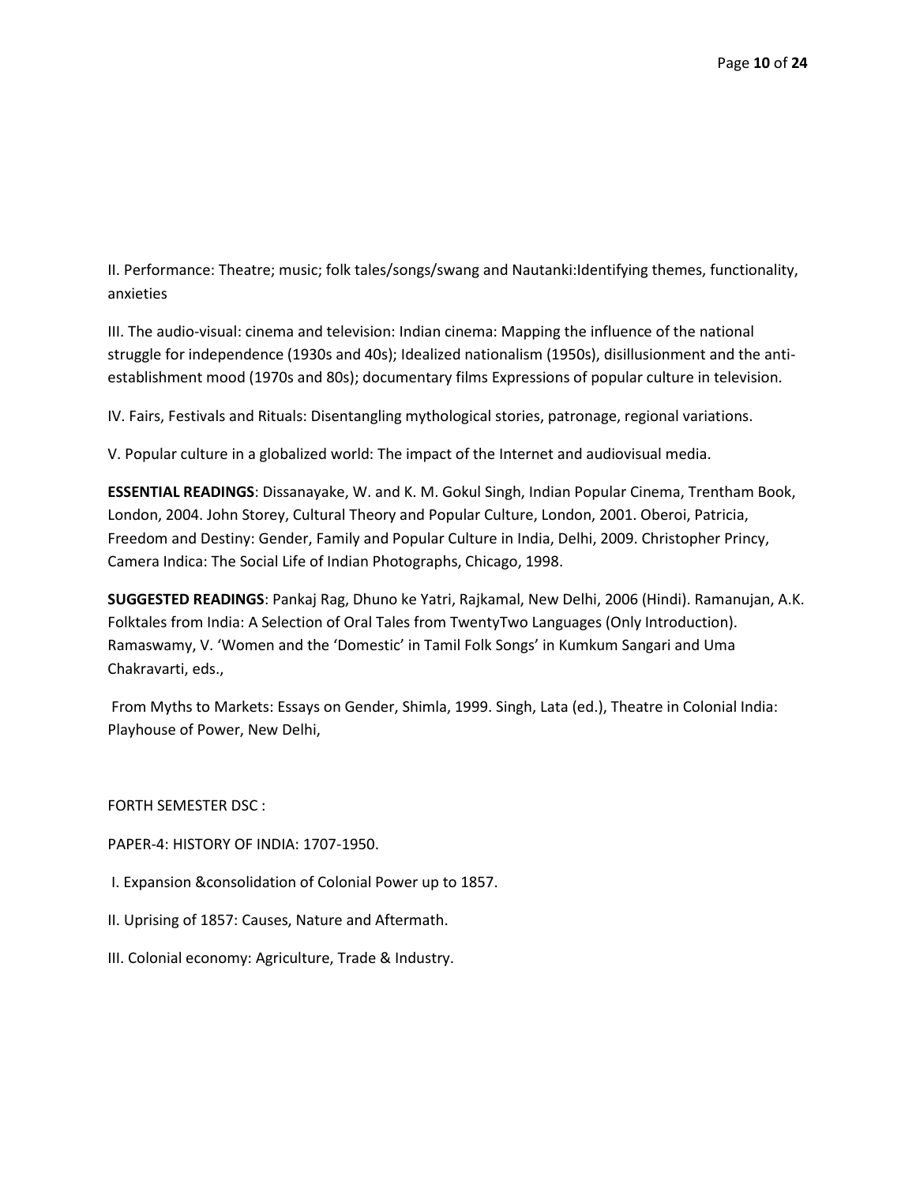II. Performance: Theatre; music; folk tales/songs/swang and Nautanki:Identifying themes, functionality, anxieties

III. The audio-visual: cinema and television: Indian cinema: Mapping the influence of the national struggle for independence (1930s and 40s); Idealized nationalism (1950s), disillusionment and the anti-establishment mood (1970s and 80s); documentary films Expressions of popular culture in television.

IV. Fairs, Festivals and Rituals: Disentangling mythological stories, patronage, regional variations.

V. Popular culture in a globalized world: The impact of the Internet and audiovisual media.

**ESSENTIAL READINGS**: Dissanayake, W. and K. M. Gokul Singh, Indian Popular Cinema, Trentham Book, London, 2004. John Storey, Cultural Theory and Popular Culture, London, 2001. Oberoi, Patricia, Freedom and Destiny: Gender, Family and Popular Culture in India, Delhi, 2009. Christopher Princy, Camera Indica: The Social Life of Indian Photographs, Chicago, 1998.

**SUGGESTED READINGS**: Pankaj Rag, Dhuno ke Yatri, Rajkamal, New Delhi, 2006 (Hindi). Ramanujan, A.K. Folktales from India: A Selection of Oral Tales from TwentyTwo Languages (Only Introduction). Ramaswamy, V. 'Women and the 'Domestic' in Tamil Folk Songs' in Kumkum Sangari and Uma Chakravarti, eds.,

From Myths to Markets: Essays on Gender, Shimla, 1999. Singh, Lata (ed.), Theatre in Colonial India: Playhouse of Power, New Delhi,

FORTH SEMESTER DSC :

PAPER-4: HISTORY OF INDIA: 1707-1950.

I. Expansion &consolidation of Colonial Power up to 1857.

II. Uprising of 1857: Causes, Nature and Aftermath.

III. Colonial economy: Agriculture, Trade & Industry.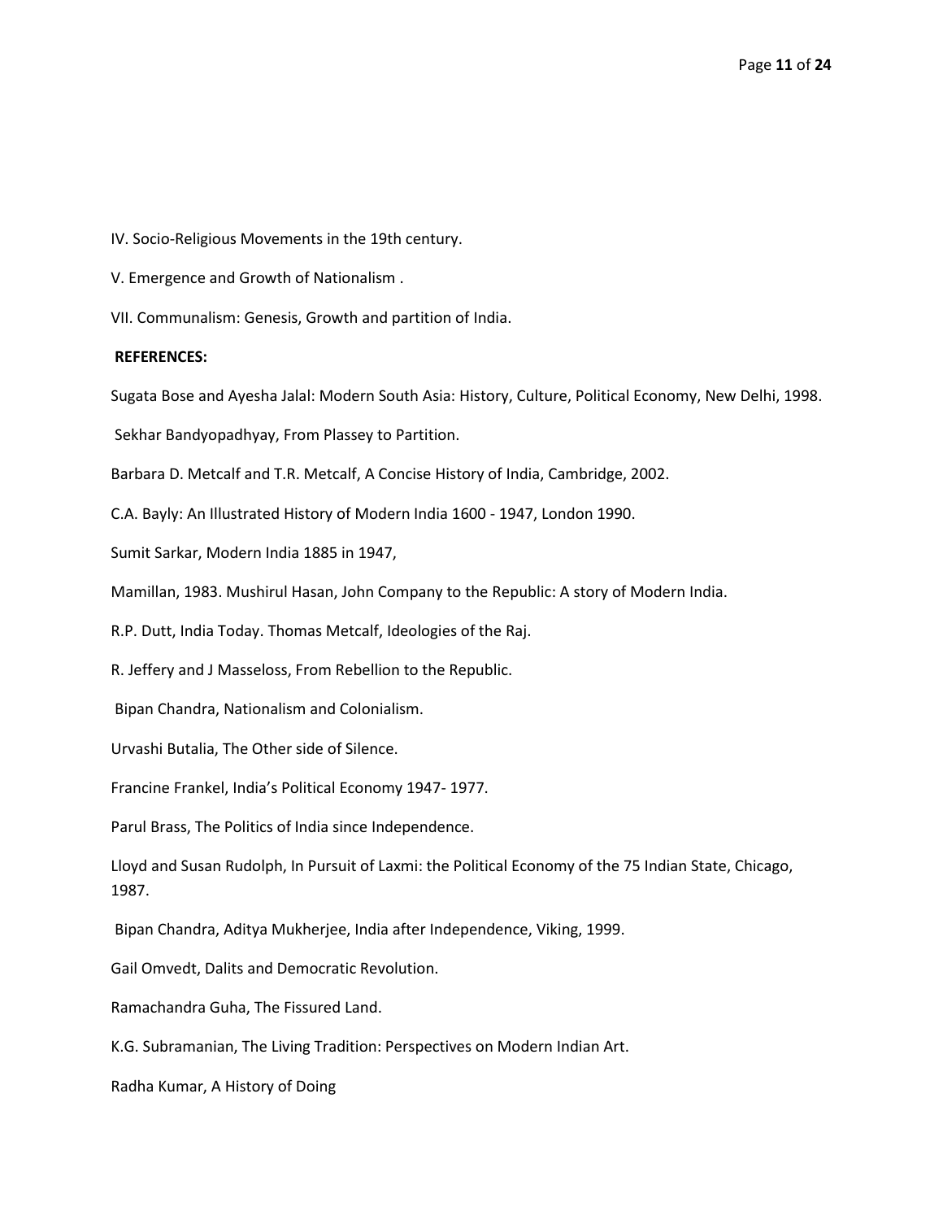IV. Socio-Religious Movements in the 19th century.

V. Emergence and Growth of Nationalism .

VII. Communalism: Genesis, Growth and partition of India.

**REFERENCES:**

Sugata Bose and Ayesha Jalal: Modern South Asia: History, Culture, Political Economy, New Delhi, 1998.

Sekhar Bandyopadhyay, From Plassey to Partition.

Barbara D. Metcalf and T.R. Metcalf, A Concise History of India, Cambridge, 2002.

C.A. Bayly: An Illustrated History of Modern India 1600 - 1947, London 1990.

Sumit Sarkar, Modern India 1885 in 1947,

Mamillan, 1983. Mushirul Hasan, John Company to the Republic: A story of Modern India.

R.P. Dutt, India Today. Thomas Metcalf, Ideologies of the Raj.

R. Jeffery and J Masseloss, From Rebellion to the Republic.

Bipan Chandra, Nationalism and Colonialism.

Urvashi Butalia, The Other side of Silence.

Francine Frankel, India's Political Economy 1947- 1977.

Parul Brass, The Politics of India since Independence.

Lloyd and Susan Rudolph, In Pursuit of Laxmi: the Political Economy of the 75 Indian State, Chicago, 1987.

Bipan Chandra, Aditya Mukherjee, India after Independence, Viking, 1999.

Gail Omvedt, Dalits and Democratic Revolution.

Ramachandra Guha, The Fissured Land.

K.G. Subramanian, The Living Tradition: Perspectives on Modern Indian Art.

Radha Kumar, A History of Doing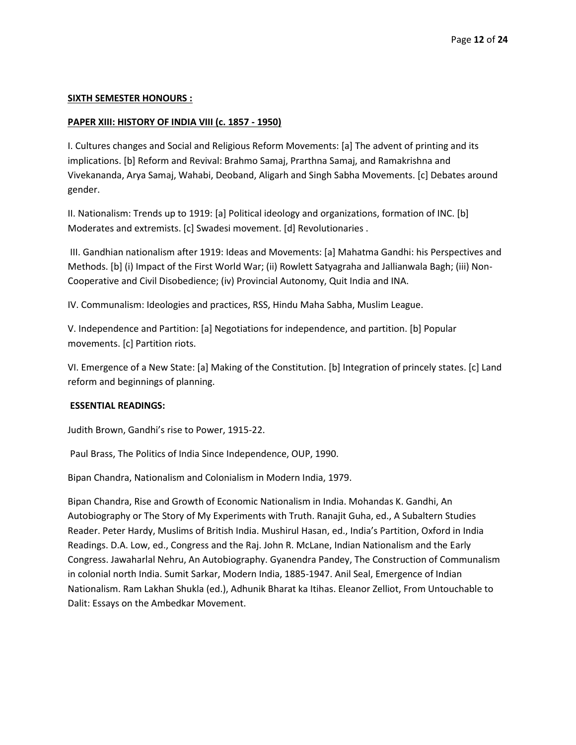**SIXTH SEMESTER HONOURS :**

**PAPER XIII: HISTORY OF INDIA VIII (c. 1857 - 1950)**

I. Cultures changes and Social and Religious Reform Movements: [a] The advent of printing and its implications. [b] Reform and Revival: Brahmo Samaj, Prarthna Samaj, and Ramakrishna and Vivekananda, Arya Samaj, Wahabi, Deoband, Aligarh and Singh Sabha Movements. [c] Debates around gender.

II. Nationalism: Trends up to 1919: [a] Political ideology and organizations, formation of INC. [b] Moderates and extremists. [c] Swadesi movement. [d] Revolutionaries .

III. Gandhian nationalism after 1919: Ideas and Movements: [a] Mahatma Gandhi: his Perspectives and Methods. [b] (i) Impact of the First World War; (ii) Rowlett Satyagraha and Jallianwala Bagh; (iii) Non-Cooperative and Civil Disobedience; (iv) Provincial Autonomy, Quit India and INA.

IV. Communalism: Ideologies and practices, RSS, Hindu Maha Sabha, Muslim League.

V. Independence and Partition: [a] Negotiations for independence, and partition. [b] Popular movements. [c] Partition riots.

VI. Emergence of a New State: [a] Making of the Constitution. [b] Integration of princely states. [c] Land reform and beginnings of planning.

**ESSENTIAL READINGS:**

Judith Brown, Gandhi's rise to Power, 1915-22.

Paul Brass, The Politics of India Since Independence, OUP, 1990.

Bipan Chandra, Nationalism and Colonialism in Modern India, 1979.

Bipan Chandra, Rise and Growth of Economic Nationalism in India. Mohandas K. Gandhi, An Autobiography or The Story of My Experiments with Truth. Ranajit Guha, ed., A Subaltern Studies Reader. Peter Hardy, Muslims of British India. Mushirul Hasan, ed., India's Partition, Oxford in India Readings. D.A. Low, ed., Congress and the Raj. John R. McLane, Indian Nationalism and the Early Congress. Jawaharlal Nehru, An Autobiography. Gyanendra Pandey, The Construction of Communalism in colonial north India. Sumit Sarkar, Modern India, 1885-1947. Anil Seal, Emergence of Indian Nationalism. Ram Lakhan Shukla (ed.), Adhunik Bharat ka Itihas. Eleanor Zelliot, From Untouchable to Dalit: Essays on the Ambedkar Movement.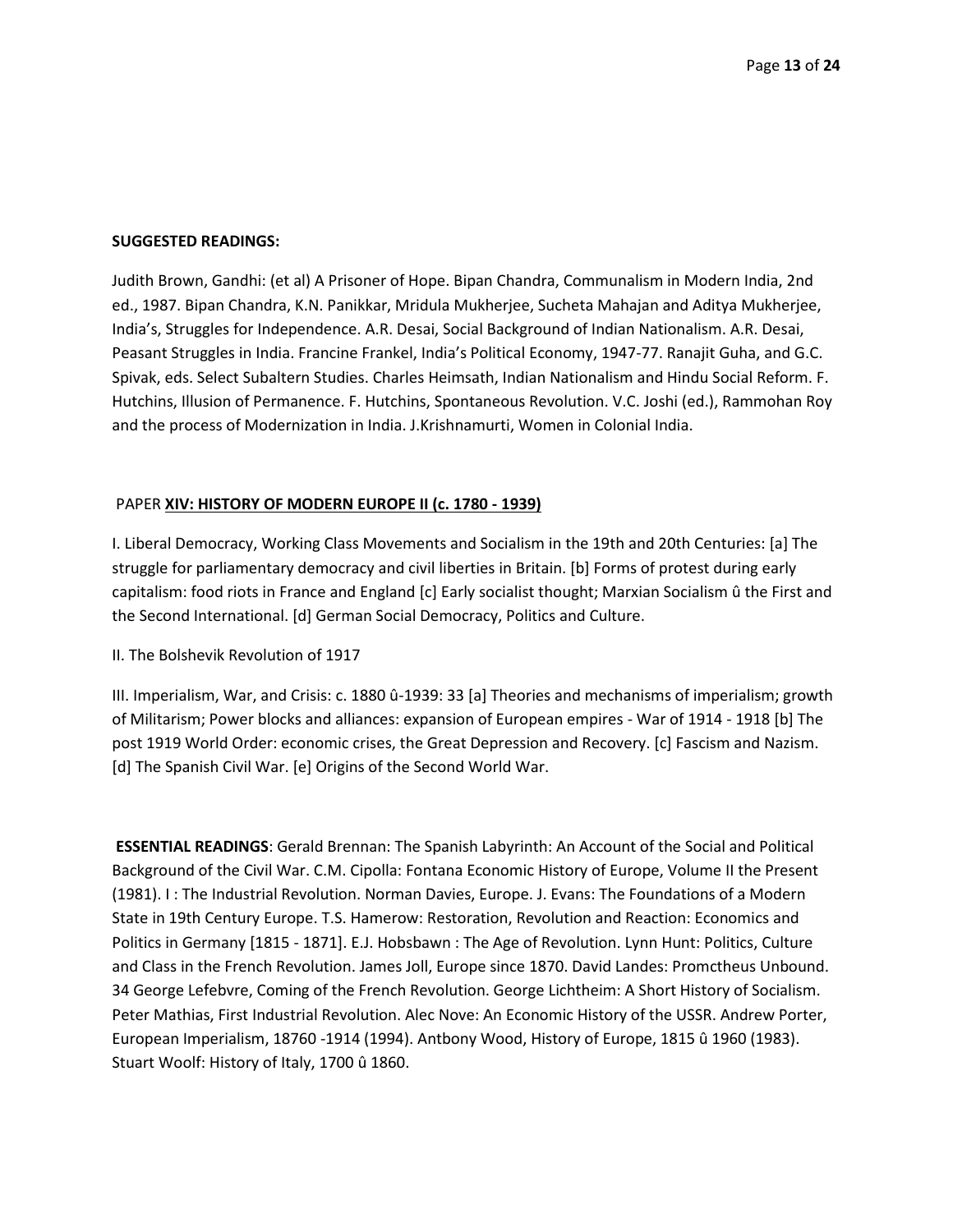**SUGGESTED READINGS:**

Judith Brown, Gandhi: (et al) A Prisoner of Hope. Bipan Chandra, Communalism in Modern India, 2nd ed., 1987. Bipan Chandra, K.N. Panikkar, Mridula Mukherjee, Sucheta Mahajan and Aditya Mukherjee, India's, Struggles for Independence. A.R. Desai, Social Background of Indian Nationalism. A.R. Desai, Peasant Struggles in India. Francine Frankel, India's Political Economy, 1947-77. Ranajit Guha, and G.C. Spivak, eds. Select Subaltern Studies. Charles Heimsath, Indian Nationalism and Hindu Social Reform. F. Hutchins, Illusion of Permanence. F. Hutchins, Spontaneous Revolution. V.C. Joshi (ed.), Rammohan Roy and the process of Modernization in India. J.Krishnamurti, Women in Colonial India.

PAPER **XIV: HISTORY OF MODERN EUROPE II (c. 1780 - 1939)**

I. Liberal Democracy, Working Class Movements and Socialism in the 19th and 20th Centuries: [a] The struggle for parliamentary democracy and civil liberties in Britain. [b] Forms of protest during early capitalism: food riots in France and England [c] Early socialist thought; Marxian Socialism û the First and the Second International. [d] German Social Democracy, Politics and Culture.

II. The Bolshevik Revolution of 1917

III. Imperialism, War, and Crisis: c. 1880 û-1939: 33 [a] Theories and mechanisms of imperialism; growth of Militarism; Power blocks and alliances: expansion of European empires - War of 1914 - 1918 [b] The post 1919 World Order: economic crises, the Great Depression and Recovery. [c] Fascism and Nazism. [d] The Spanish Civil War. [e] Origins of the Second World War.

**ESSENTIAL READINGS**: Gerald Brennan: The Spanish Labyrinth: An Account of the Social and Political Background of the Civil War. C.M. Cipolla: Fontana Economic History of Europe, Volume II the Present (1981). I : The Industrial Revolution. Norman Davies, Europe. J. Evans: The Foundations of a Modern State in 19th Century Europe. T.S. Hamerow: Restoration, Revolution and Reaction: Economics and Politics in Germany [1815 - 1871]. E.J. Hobsbawn : The Age of Revolution. Lynn Hunt: Politics, Culture and Class in the French Revolution. James Joll, Europe since 1870. David Landes: Promctheus Unbound. 34 George Lefebvre, Coming of the French Revolution. George Lichtheim: A Short History of Socialism. Peter Mathias, First Industrial Revolution. Alec Nove: An Economic History of the USSR. Andrew Porter, European Imperialism, 18760 -1914 (1994). Antbony Wood, History of Europe, 1815 û 1960 (1983). Stuart Woolf: History of Italy, 1700 û 1860.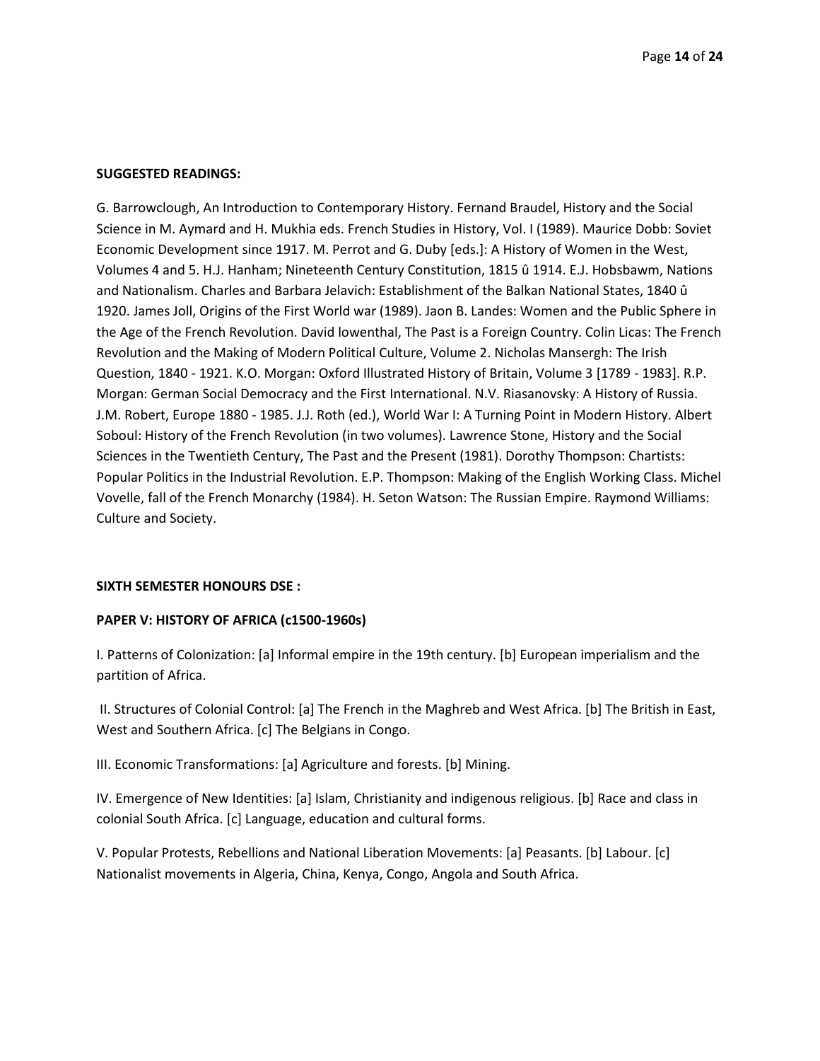**SUGGESTED READINGS:**

G. Barrowclough, An Introduction to Contemporary History. Fernand Braudel, History and the Social Science in M. Aymard and H. Mukhia eds. French Studies in History, Vol. I (1989). Maurice Dobb: Soviet Economic Development since 1917. M. Perrot and G. Duby [eds.]: A History of Women in the West, Volumes 4 and 5. H.J. Hanham; Nineteenth Century Constitution, 1815 û 1914. E.J. Hobsbawm, Nations and Nationalism. Charles and Barbara Jelavich: Establishment of the Balkan National States, 1840 û 1920. James Joll, Origins of the First World war (1989). Jaon B. Landes: Women and the Public Sphere in the Age of the French Revolution. David lowenthal, The Past is a Foreign Country. Colin Licas: The French Revolution and the Making of Modern Political Culture, Volume 2. Nicholas Mansergh: The Irish Question, 1840 - 1921. K.O. Morgan: Oxford Illustrated History of Britain, Volume 3 [1789 - 1983]. R.P. Morgan: German Social Democracy and the First International. N.V. Riasanovsky: A History of Russia. J.M. Robert, Europe 1880 - 1985. J.J. Roth (ed.), World War I: A Turning Point in Modern History. Albert Soboul: History of the French Revolution (in two volumes). Lawrence Stone, History and the Social Sciences in the Twentieth Century, The Past and the Present (1981). Dorothy Thompson: Chartists: Popular Politics in the Industrial Revolution. E.P. Thompson: Making of the English Working Class. Michel Vovelle, fall of the French Monarchy (1984). H. Seton Watson: The Russian Empire. Raymond Williams: Culture and Society.

**SIXTH SEMESTER HONOURS DSE :**

**PAPER V: HISTORY OF AFRICA (c1500-1960s)**

I. Patterns of Colonization: [a] Informal empire in the 19th century. [b] European imperialism and the partition of Africa.

II. Structures of Colonial Control: [a] The French in the Maghreb and West Africa. [b] The British in East, West and Southern Africa. [c] The Belgians in Congo.

III. Economic Transformations: [a] Agriculture and forests. [b] Mining.

IV. Emergence of New Identities: [a] Islam, Christianity and indigenous religious. [b] Race and class in colonial South Africa. [c] Language, education and cultural forms.

V. Popular Protests, Rebellions and National Liberation Movements: [a] Peasants. [b] Labour. [c] Nationalist movements in Algeria, China, Kenya, Congo, Angola and South Africa.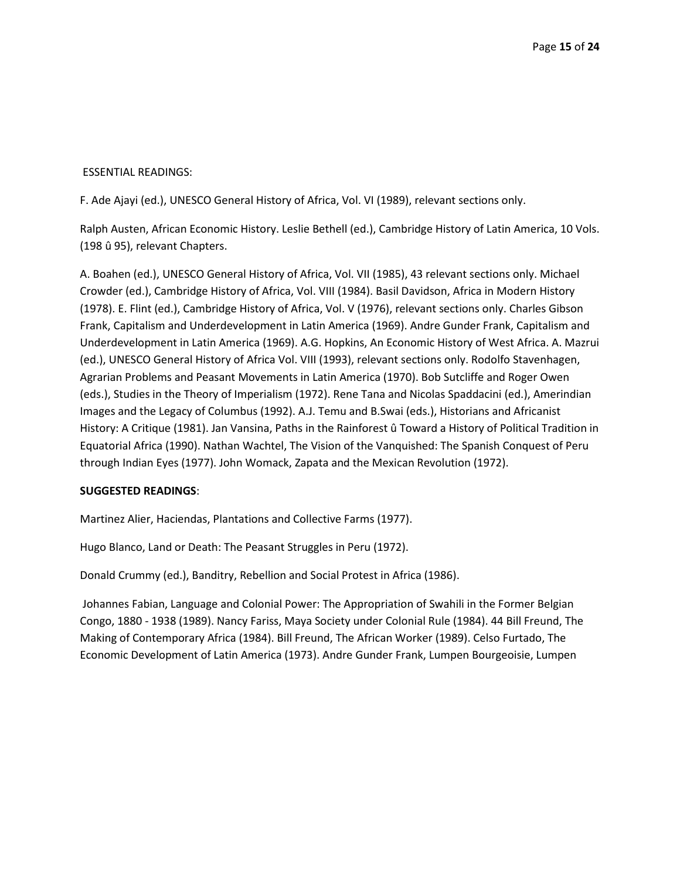ESSENTIAL READINGS:

F. Ade Ajayi (ed.), UNESCO General History of Africa, Vol. VI (1989), relevant sections only.

Ralph Austen, African Economic History. Leslie Bethell (ed.), Cambridge History of Latin America, 10 Vols. (198 û 95), relevant Chapters.

A. Boahen (ed.), UNESCO General History of Africa, Vol. VII (1985), 43 relevant sections only. Michael Crowder (ed.), Cambridge History of Africa, Vol. VIII (1984). Basil Davidson, Africa in Modern History (1978). E. Flint (ed.), Cambridge History of Africa, Vol. V (1976), relevant sections only. Charles Gibson Frank, Capitalism and Underdevelopment in Latin America (1969). Andre Gunder Frank, Capitalism and Underdevelopment in Latin America (1969). A.G. Hopkins, An Economic History of West Africa. A. Mazrui (ed.), UNESCO General History of Africa Vol. VIII (1993), relevant sections only. Rodolfo Stavenhagen, Agrarian Problems and Peasant Movements in Latin America (1970). Bob Sutcliffe and Roger Owen (eds.), Studies in the Theory of Imperialism (1972). Rene Tana and Nicolas Spaddacini (ed.), Amerindian Images and the Legacy of Columbus (1992). A.J. Temu and B.Swai (eds.), Historians and Africanist History: A Critique (1981). Jan Vansina, Paths in the Rainforest û Toward a History of Political Tradition in Equatorial Africa (1990). Nathan Wachtel, The Vision of the Vanquished: The Spanish Conquest of Peru through Indian Eyes (1977). John Womack, Zapata and the Mexican Revolution (1972).

**SUGGESTED READINGS**:

Martinez Alier, Haciendas, Plantations and Collective Farms (1977).

Hugo Blanco, Land or Death: The Peasant Struggles in Peru (1972).

Donald Crummy (ed.), Banditry, Rebellion and Social Protest in Africa (1986).

Johannes Fabian, Language and Colonial Power: The Appropriation of Swahili in the Former Belgian Congo, 1880 - 1938 (1989). Nancy Fariss, Maya Society under Colonial Rule (1984). 44 Bill Freund, The Making of Contemporary Africa (1984). Bill Freund, The African Worker (1989). Celso Furtado, The Economic Development of Latin America (1973). Andre Gunder Frank, Lumpen Bourgeoisie, Lumpen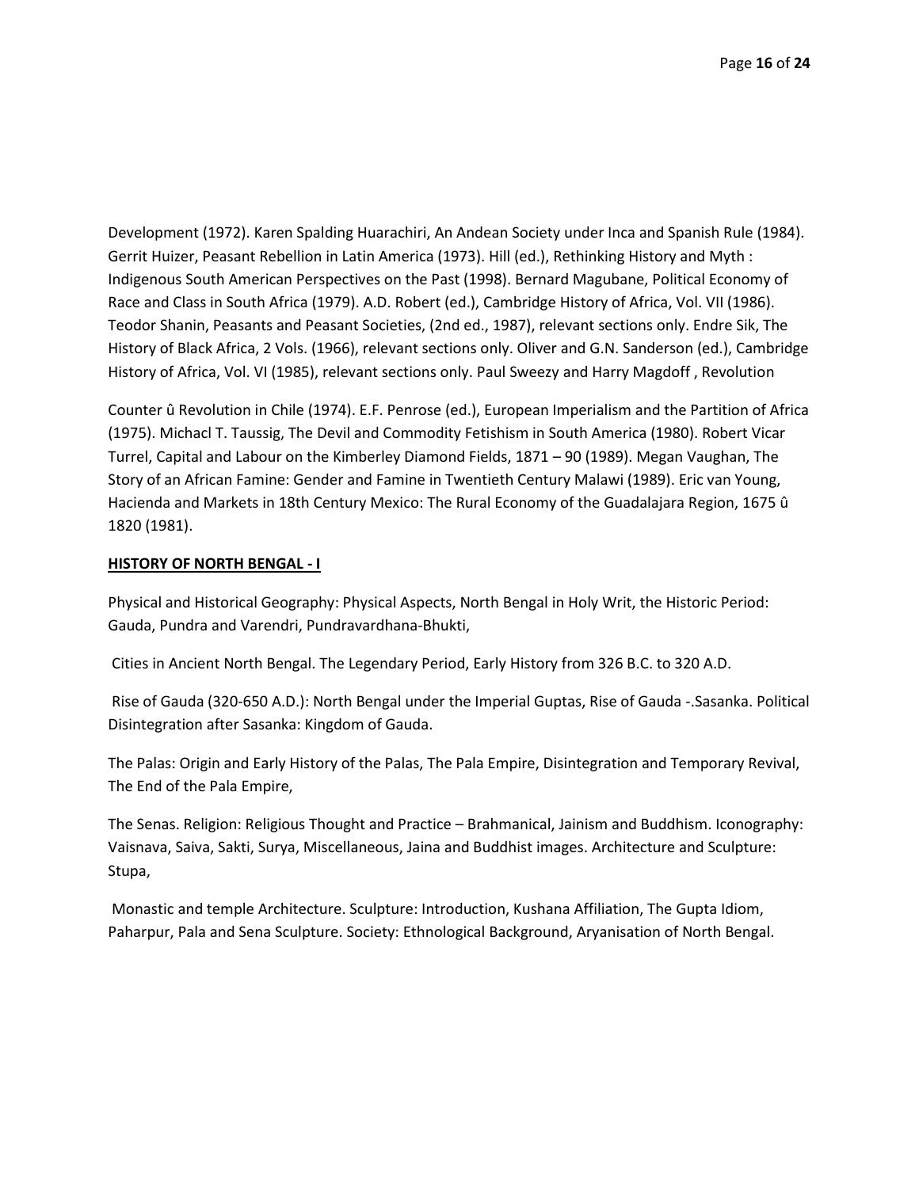Development (1972). Karen Spalding Huarachiri, An Andean Society under Inca and Spanish Rule (1984). Gerrit Huizer, Peasant Rebellion in Latin America (1973). Hill (ed.), Rethinking History and Myth : Indigenous South American Perspectives on the Past (1998). Bernard Magubane, Political Economy of Race and Class in South Africa (1979). A.D. Robert (ed.), Cambridge History of Africa, Vol. VII (1986). Teodor Shanin, Peasants and Peasant Societies, (2nd ed., 1987), relevant sections only. Endre Sik, The History of Black Africa, 2 Vols. (1966), relevant sections only. Oliver and G.N. Sanderson (ed.), Cambridge History of Africa, Vol. VI (1985), relevant sections only. Paul Sweezy and Harry Magdoff , Revolution

Counter û Revolution in Chile (1974). E.F. Penrose (ed.), European Imperialism and the Partition of Africa (1975). Michacl T. Taussig, The Devil and Commodity Fetishism in South America (1980). Robert Vicar Turrel, Capital and Labour on the Kimberley Diamond Fields, 1871 – 90 (1989). Megan Vaughan, The Story of an African Famine: Gender and Famine in Twentieth Century Malawi (1989). Eric van Young, Hacienda and Markets in 18th Century Mexico: The Rural Economy of the Guadalajara Region, 1675 û 1820 (1981).

## HISTORY OF NORTH BENGAL - I

Physical and Historical Geography: Physical Aspects, North Bengal in Holy Writ, the Historic Period: Gauda, Pundra and Varendri, Pundravardhana-Bhukti,

Cities in Ancient North Bengal. The Legendary Period, Early History from 326 B.C. to 320 A.D.

Rise of Gauda (320-650 A.D.): North Bengal under the Imperial Guptas, Rise of Gauda -.Sasanka. Political Disintegration after Sasanka: Kingdom of Gauda.

The Palas: Origin and Early History of the Palas, The Pala Empire, Disintegration and Temporary Revival, The End of the Pala Empire,

The Senas. Religion: Religious Thought and Practice – Brahmanical, Jainism and Buddhism. Iconography: Vaisnava, Saiva, Sakti, Surya, Miscellaneous, Jaina and Buddhist images. Architecture and Sculpture: Stupa,

Monastic and temple Architecture. Sculpture: Introduction, Kushana Affiliation, The Gupta Idiom, Paharpur, Pala and Sena Sculpture. Society: Ethnological Background, Aryanisation of North Bengal.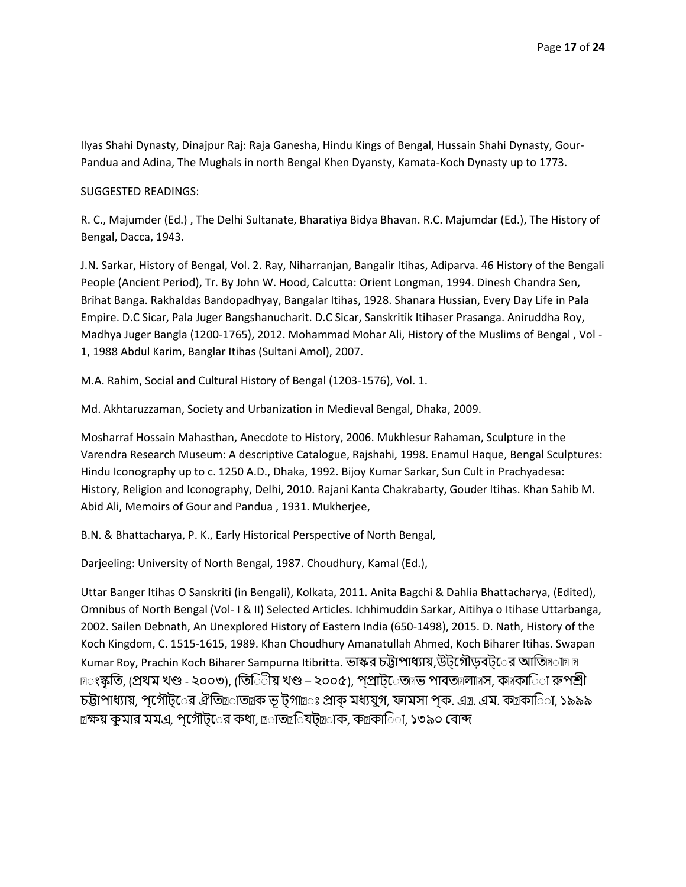Ilyas Shahi Dynasty, Dinajpur Raj: Raja Ganesha, Hindu Kings of Bengal, Hussain Shahi Dynasty, Gour-Pandua and Adina, The Mughals in north Bengal Khen Dyansty, Kamata-Koch Dynasty up to 1773.

SUGGESTED READINGS:

R. C., Majumder (Ed.) , The Delhi Sultanate, Bharatiya Bidya Bhavan. R.C. Majumdar (Ed.), The History of Bengal, Dacca, 1943.

J.N. Sarkar, History of Bengal, Vol. 2. Ray, Niharranjan, Bangalir Itihas, Adiparva. 46 History of the Bengali People (Ancient Period), Tr. By John W. Hood, Calcutta: Orient Longman, 1994. Dinesh Chandra Sen, Brihat Banga. Rakhaldas Bandopadhyay, Bangalar Itihas, 1928. Shanara Hussian, Every Day Life in Pala Empire. D.C Sicar, Pala Juger Bangshanucharit. D.C Sicar, Sanskritik Itihaser Prasanga. Aniruddha Roy, Madhya Juger Bangla (1200-1765), 2012. Mohammad Mohar Ali, History of the Muslims of Bengal , Vol - 1, 1988 Abdul Karim, Banglar Itihas (Sultani Amol), 2007.

M.A. Rahim, Social and Cultural History of Bengal (1203-1576), Vol. 1.

Md. Akhtaruzzaman, Society and Urbanization in Medieval Bengal, Dhaka, 2009.

Mosharraf Hossain Mahasthan, Anecdote to History, 2006. Mukhlesur Rahaman, Sculpture in the Varendra Research Museum: A descriptive Catalogue, Rajshahi, 1998. Enamul Haque, Bengal Sculptures: Hindu Iconography up to c. 1250 A.D., Dhaka, 1992. Bijoy Kumar Sarkar, Sun Cult in Prachyadesa: History, Religion and Iconography, Delhi, 2010. Rajani Kanta Chakrabarty, Gouder Itihas. Khan Sahib M. Abid Ali, Memoirs of Gour and Pandua , 1931. Mukherjee,

B.N. & Bhattacharya, P. K., Early Historical Perspective of North Bengal,

Darjeeling: University of North Bengal, 1987. Choudhury, Kamal (Ed.),

Uttar Banger Itihas O Sanskriti (in Bengali), Kolkata, 2011. Anita Bagchi & Dahlia Bhattacharya, (Edited), Omnibus of North Bengal (Vol- I & II) Selected Articles. Ichhimuddin Sarkar, Aitihya o Itihase Uttarbanga, 2002. Sailen Debnath, An Unexplored History of Eastern India (650-1498), 2015. D. Nath, History of the Koch Kingdom, C. 1515-1615, 1989. Khan Choudhury Amanatullah Ahmed, Koch Biharer Itihas. Swapan Kumar Roy, Prachin Koch Biharer Sampurna Itibritta. ভাস্কর চট্টোপাধ্যায়,উট্গৌড়বট্ের আতি�া� � �ংস্কৃতি, (প্রথম খণ্ড - ২০০৩), (তিিীয় খণ্ড – ২০০৫), প্প্রাট্েত�ভ পাবত�লা�স, ক�কাি া রুপশ্রী চট্টোপাধ্যায়, প্গৌট্ের ঐতি�াত�ক ভূ ট্গা�ঃ প্রাক্ মধ্যযুগ, ফামসা প্ক. এ�. এম. ক�কাি া, ১৯৯৯ �ক্ষয় কুমার মমএ, প্গৌট্ের কথা, �াত�িষট্�াক, ক�কাি া, ১৩৯০ বোব্দ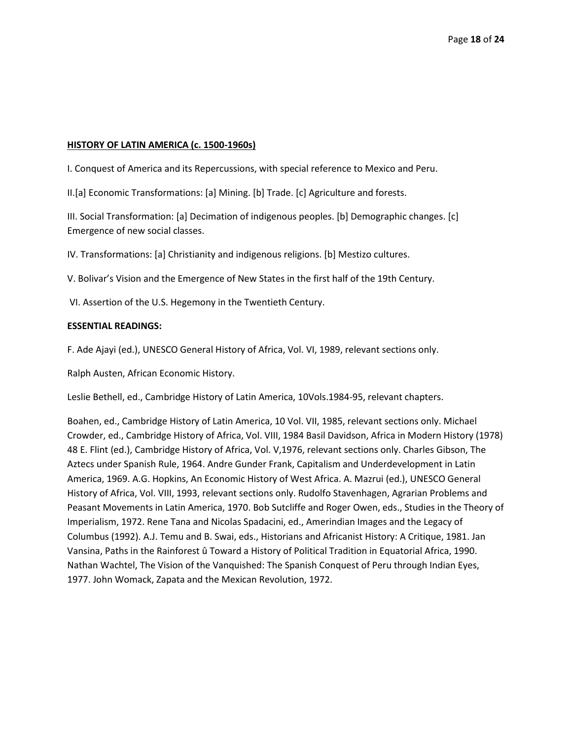**<u>HISTORY OF LATIN AMERICA (c. 1500-1960s)</u>**

I. Conquest of America and its Repercussions, with special reference to Mexico and Peru.

II.[a] Economic Transformations: [a] Mining. [b] Trade. [c] Agriculture and forests.

III. Social Transformation: [a] Decimation of indigenous peoples. [b] Demographic changes. [c] Emergence of new social classes.

IV. Transformations: [a] Christianity and indigenous religions. [b] Mestizo cultures.

V. Bolivar's Vision and the Emergence of New States in the first half of the 19th Century.

VI. Assertion of the U.S. Hegemony in the Twentieth Century.

**ESSENTIAL READINGS:**

F. Ade Ajayi (ed.), UNESCO General History of Africa, Vol. VI, 1989, relevant sections only.

Ralph Austen, African Economic History.

Leslie Bethell, ed., Cambridge History of Latin America, 10Vols.1984-95, relevant chapters.

Boahen, ed., Cambridge History of Latin America, 10 Vol. VII, 1985, relevant sections only. Michael Crowder, ed., Cambridge History of Africa, Vol. VIII, 1984 Basil Davidson, Africa in Modern History (1978) 48 E. Flint (ed.), Cambridge History of Africa, Vol. V,1976, relevant sections only. Charles Gibson, The Aztecs under Spanish Rule, 1964. Andre Gunder Frank, Capitalism and Underdevelopment in Latin America, 1969. A.G. Hopkins, An Economic History of West Africa. A. Mazrui (ed.), UNESCO General History of Africa, Vol. VIII, 1993, relevant sections only. Rudolfo Stavenhagen, Agrarian Problems and Peasant Movements in Latin America, 1970. Bob Sutcliffe and Roger Owen, eds., Studies in the Theory of Imperialism, 1972. Rene Tana and Nicolas Spadacini, ed., Amerindian Images and the Legacy of Columbus (1992). A.J. Temu and B. Swai, eds., Historians and Africanist History: A Critique, 1981. Jan Vansina, Paths in the Rainforest û Toward a History of Political Tradition in Equatorial Africa, 1990. Nathan Wachtel, The Vision of the Vanquished: The Spanish Conquest of Peru through Indian Eyes, 1977. John Womack, Zapata and the Mexican Revolution, 1972.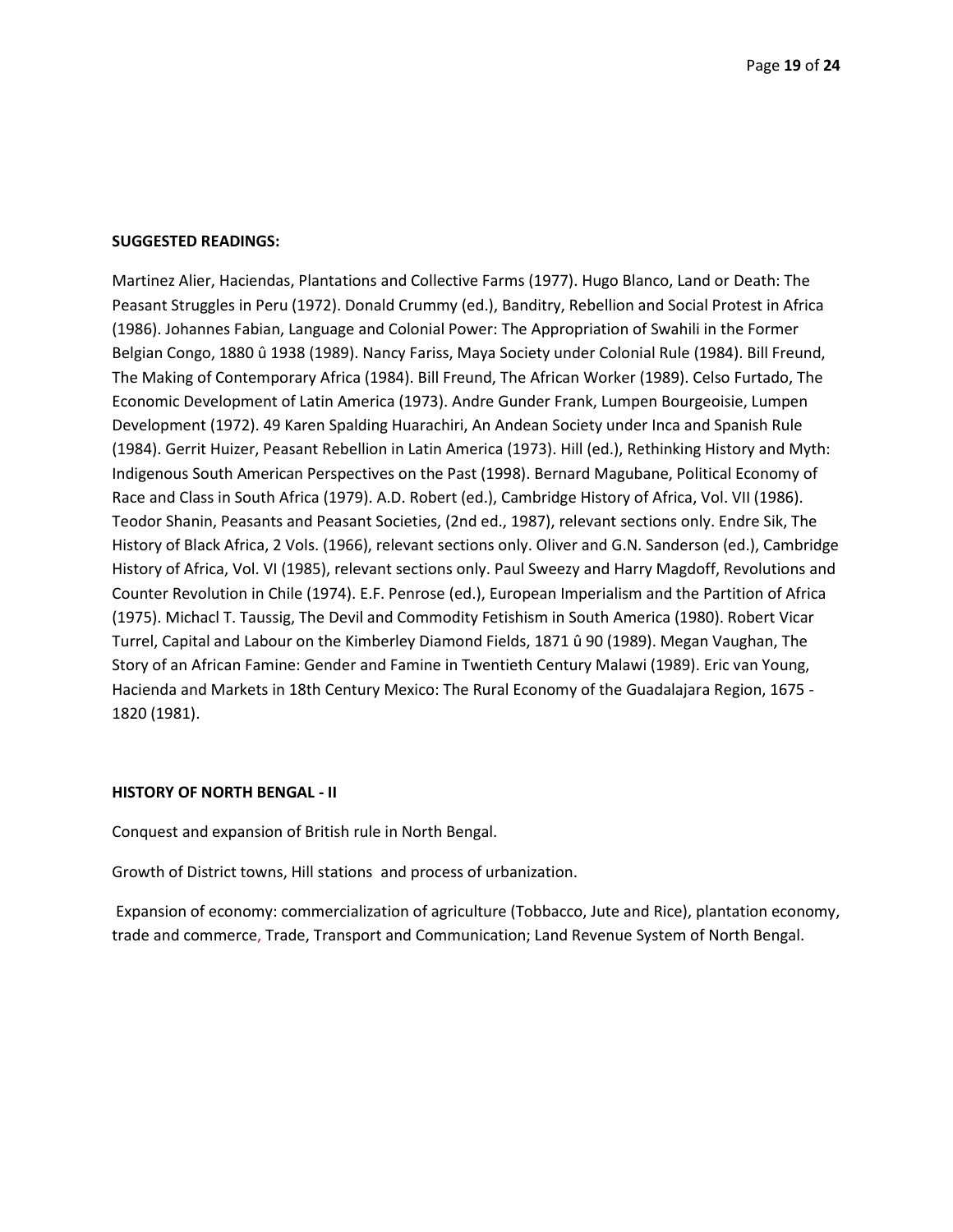**SUGGESTED READINGS:**

Martinez Alier, Haciendas, Plantations and Collective Farms (1977). Hugo Blanco, Land or Death: The Peasant Struggles in Peru (1972). Donald Crummy (ed.), Banditry, Rebellion and Social Protest in Africa (1986). Johannes Fabian, Language and Colonial Power: The Appropriation of Swahili in the Former Belgian Congo, 1880 û 1938 (1989). Nancy Fariss, Maya Society under Colonial Rule (1984). Bill Freund, The Making of Contemporary Africa (1984). Bill Freund, The African Worker (1989). Celso Furtado, The Economic Development of Latin America (1973). Andre Gunder Frank, Lumpen Bourgeoisie, Lumpen Development (1972). 49 Karen Spalding Huarachiri, An Andean Society under Inca and Spanish Rule (1984). Gerrit Huizer, Peasant Rebellion in Latin America (1973). Hill (ed.), Rethinking History and Myth: Indigenous South American Perspectives on the Past (1998). Bernard Magubane, Political Economy of Race and Class in South Africa (1979). A.D. Robert (ed.), Cambridge History of Africa, Vol. VII (1986). Teodor Shanin, Peasants and Peasant Societies, (2nd ed., 1987), relevant sections only. Endre Sik, The History of Black Africa, 2 Vols. (1966), relevant sections only. Oliver and G.N. Sanderson (ed.), Cambridge History of Africa, Vol. VI (1985), relevant sections only. Paul Sweezy and Harry Magdoff, Revolutions and Counter Revolution in Chile (1974). E.F. Penrose (ed.), European Imperialism and the Partition of Africa (1975). Michacl T. Taussig, The Devil and Commodity Fetishism in South America (1980). Robert Vicar Turrel, Capital and Labour on the Kimberley Diamond Fields, 1871 û 90 (1989). Megan Vaughan, The Story of an African Famine: Gender and Famine in Twentieth Century Malawi (1989). Eric van Young, Hacienda and Markets in 18th Century Mexico: The Rural Economy of the Guadalajara Region, 1675 - 1820 (1981).

**HISTORY OF NORTH BENGAL - II**

Conquest and expansion of British rule in North Bengal.

Growth of District towns, Hill stations and process of urbanization.

Expansion of economy: commercialization of agriculture (Tobbacco, Jute and Rice), plantation economy, trade and commerce, Trade, Transport and Communication; Land Revenue System of North Bengal.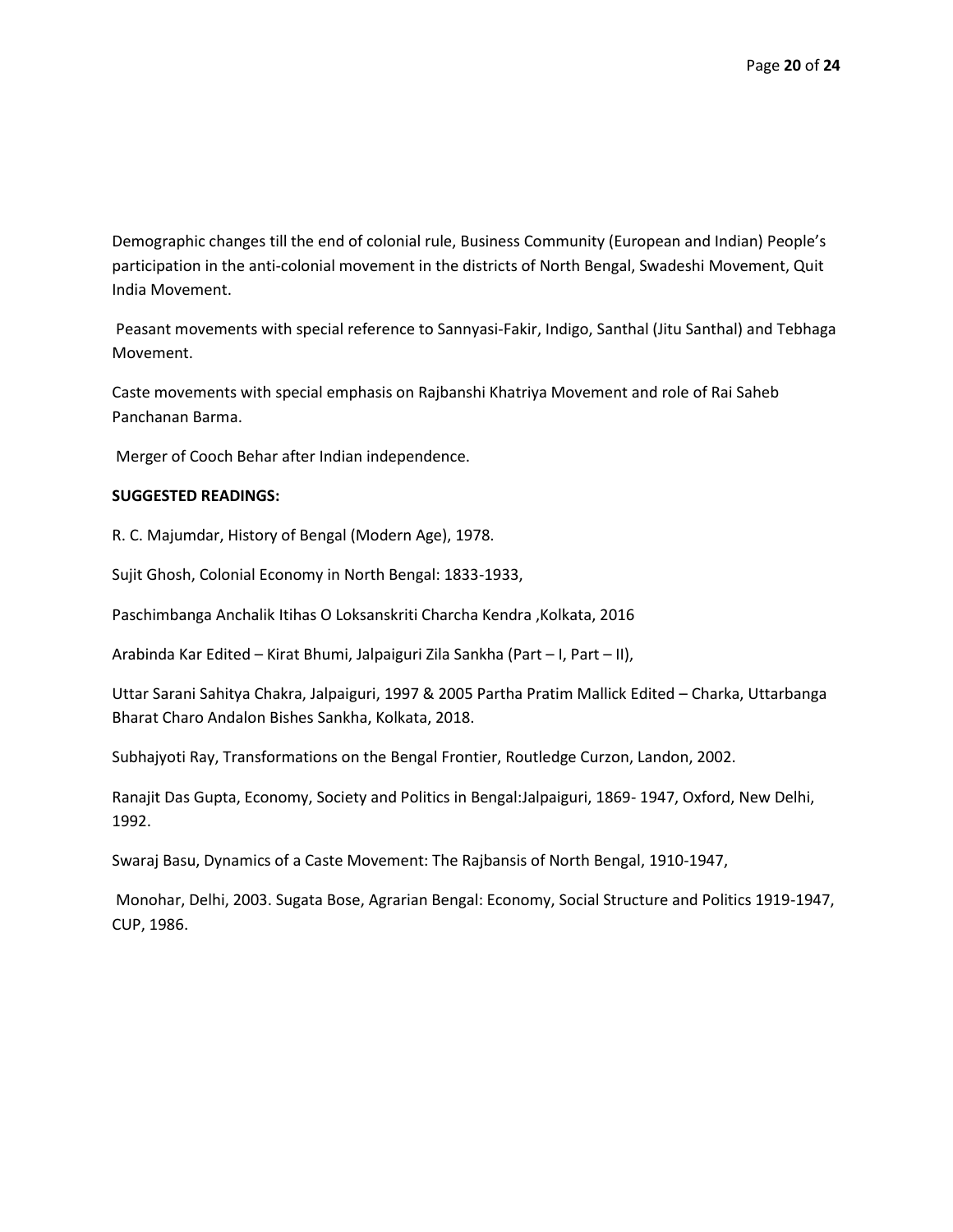Demographic changes till the end of colonial rule, Business Community (European and Indian) People's participation in the anti-colonial movement in the districts of North Bengal, Swadeshi Movement, Quit India Movement.

Peasant movements with special reference to Sannyasi-Fakir, Indigo, Santhal (Jitu Santhal) and Tebhaga Movement.

Caste movements with special emphasis on Rajbanshi Khatriya Movement and role of Rai Saheb Panchanan Barma.

Merger of Cooch Behar after Indian independence.

**SUGGESTED READINGS:**

R. C. Majumdar, History of Bengal (Modern Age), 1978.

Sujit Ghosh, Colonial Economy in North Bengal: 1833-1933,

Paschimbanga Anchalik Itihas O Loksanskriti Charcha Kendra ,Kolkata, 2016

Arabinda Kar Edited – Kirat Bhumi, Jalpaiguri Zila Sankha (Part – I, Part – II),

Uttar Sarani Sahitya Chakra, Jalpaiguri, 1997 & 2005 Partha Pratim Mallick Edited – Charka, Uttarbanga Bharat Charo Andalon Bishes Sankha, Kolkata, 2018.

Subhajyoti Ray, Transformations on the Bengal Frontier, Routledge Curzon, Landon, 2002.

Ranajit Das Gupta, Economy, Society and Politics in Bengal:Jalpaiguri, 1869- 1947, Oxford, New Delhi, 1992.

Swaraj Basu, Dynamics of a Caste Movement: The Rajbansis of North Bengal, 1910-1947,

Monohar, Delhi, 2003. Sugata Bose, Agrarian Bengal: Economy, Social Structure and Politics 1919-1947, CUP, 1986.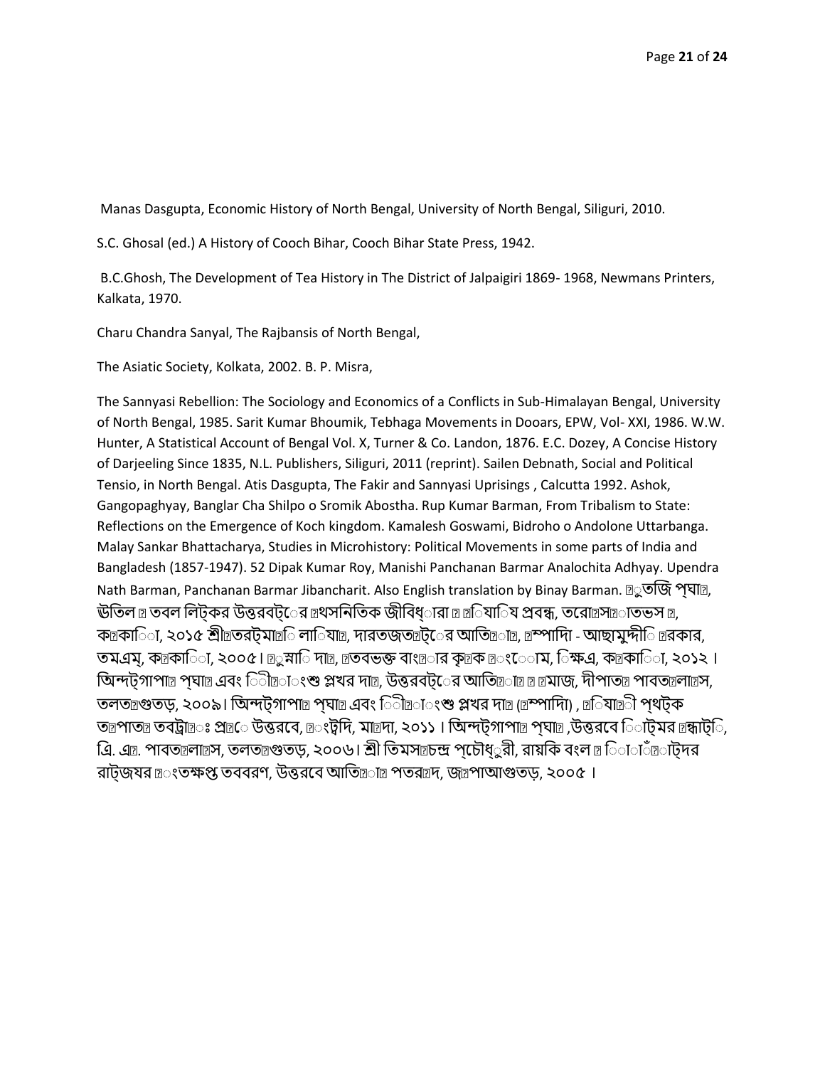Manas Dasgupta, Economic History of North Bengal, University of North Bengal, Siliguri, 2010.

S.C. Ghosal (ed.) A History of Cooch Bihar, Cooch Bihar State Press, 1942.

B.C.Ghosh, The Development of Tea History in The District of Jalpaigiri 1869- 1968, Newmans Printers, Kalkata, 1970.

Charu Chandra Sanyal, The Rajbansis of North Bengal,

The Asiatic Society, Kolkata, 2002. B. P. Misra,

The Sannyasi Rebellion: The Sociology and Economics of a Conflicts in Sub-Himalayan Bengal, University of North Bengal, 1985. Sarit Kumar Bhoumik, Tebhaga Movements in Dooars, EPW, Vol- XXI, 1986. W.W. Hunter, A Statistical Account of Bengal Vol. X, Turner & Co. Landon, 1876. E.C. Dozey, A Concise History of Darjeeling Since 1835, N.L. Publishers, Siliguri, 2011 (reprint). Sailen Debnath, Social and Political Tensio, in North Bengal. Atis Dasgupta, The Fakir and Sannyasi Uprisings , Calcutta 1992. Ashok, Gangopaghyay, Banglar Cha Shilpo o Sromik Abostha. Rup Kumar Barman, From Tribalism to State: Reflections on the Emergence of Koch kingdom. Kamalesh Goswami, Bidroho o Andolone Uttarbanga. Malay Sankar Bhattacharya, Studies in Microhistory: Political Movements in some parts of India and Bangladesh (1857-1947). 52 Dipak Kumar Roy, Manishi Panchanan Barmar Analochita Adhyay. Upendra Nath Barman, Panchanan Barmar Jibancharit. Also English translation by Binay Barman. �ুতজি প্ঘা�, ঊতিল � তবল লিট্কর উত্তরবট্ের �থসনিতিক জীবিধ্ারা � �িযাি প্রবন্ধ, তরো�স�াতভস �, ক�কাি া, ২০১৫ শ্রী�তরট্মা�ি লাি যা�, দারতজত�ট্ের আতি�া�, �ম্পাদিা - আছামুদ্দীি �রকার, তমএম্, ক�কাি া, ২০০৫। �ুস্নাি দা�, �তবভক্ত বাং�ার কৃ�ক �ং েোম, িক্ষএ, ক�কাি া, ২০১২ । অিন্দট্গাপা� প্ঘা� এবং ি ী�াংশু প্লখর দা�, উত্তরবট্ের আতি�া� � �মাজ, দীপাত� পাবত�লা�স, তলত�গুতড়, ২০০৯। অিন্দট্গাপা� প্ঘা� এবং ি ী�াংশু প্লখর দা� (�ম্পাদিা) , �িযা�ী পৃথট্ক ত�পাত� তবট্রা�ঃ প্র�ে উত্তরবে, �ংট্দি, মা�দা, ২০১১ । অিন্দট্গাপা� প্ঘা� ,উত্তরবে িট্মর �ন্ধাট্ি, ত্রি. এ�. পাবত�লা�স, তলত�গুতড়, ২০০৬। শ্রী তিমস�চন্দ্র প্চৌধুরী, রায়কি বংল � িা া ি�াট্দর রাট্জযর �ংতক্ষপ্ত তববরণ, উত্তরবে আতি�া� পতর�দ, জ�পাআগুতড়, ২০০৫ ।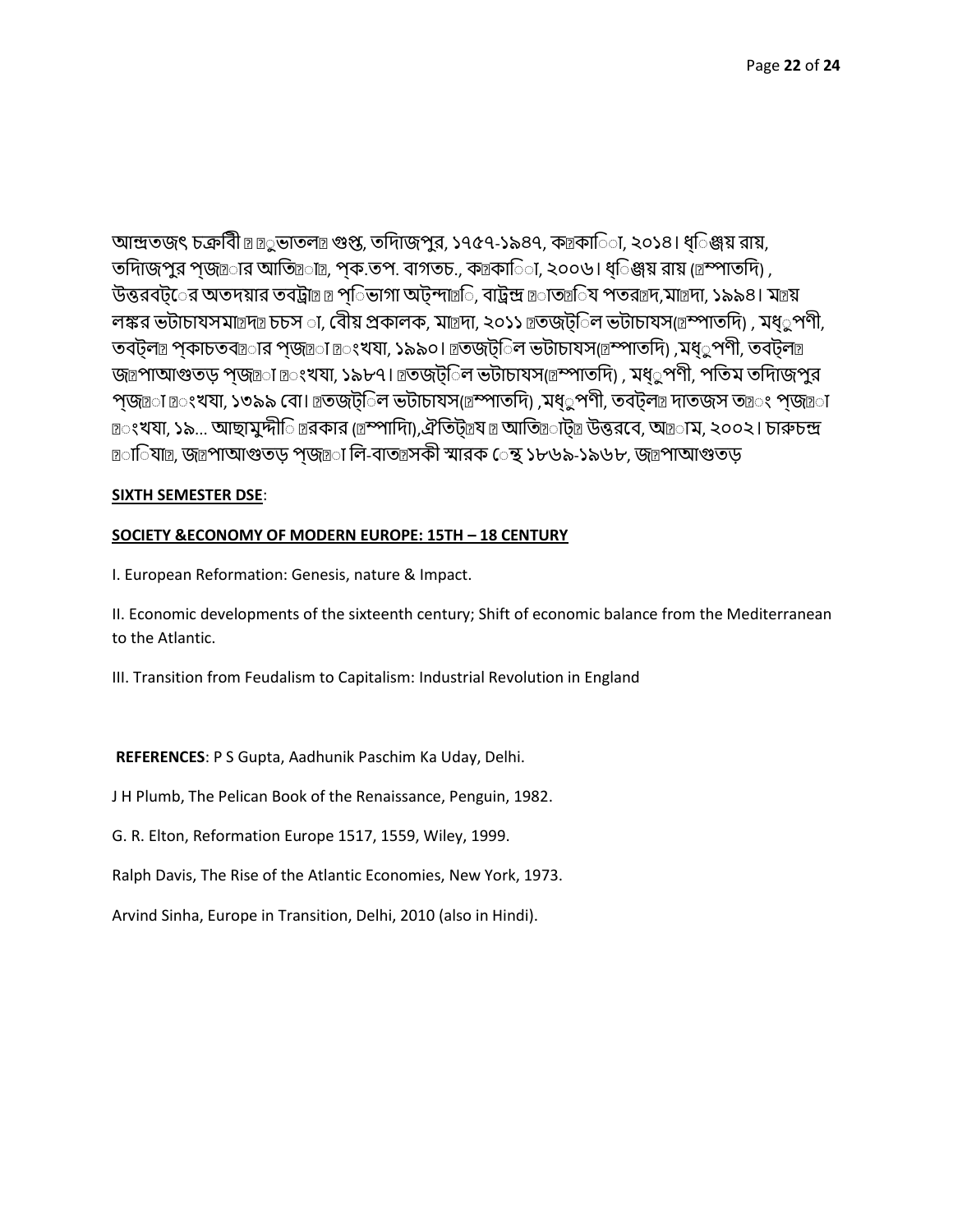আন্দ্রতজৎ চক্রবী � �ুভাতল� গুপ্ত, তদিাজপুর, ১৭৫৭-১৯৪৭, ক�কাি্া, ২০১৪। ধ্িঞ্জয় রায়, তদিাজপুর প্জ�ার আতি��, প্ক.তপ. বাগতচ., ক�কাি্া, ২০০৬। ধ্িঞ্জয় রায় (�ম্পাতদি) , উত্তরবট্ের অতদয়ার তবট্রা� � প্িভাগা অট্ন্দা�ি, বাট্রন্দ্র �াত��িয পতর�দ,মা�দা, ১৯৯৪। ম�য় লঙ্কর ভটাচাযসমা�দ� চচস া, বৌয় প্রকালক, মা�দা, ২০১১ �তজট্িল ভটাচাযস(�ম্পাতদি) , মধ্ুপণী, তবট্ল� প্কাচতব�ার প্জ��া �ংখযা, ১৯৯০। �তজট্িল ভটাচাযস(�ম্পাতদি) ,মধ্ুপণী, তবট্ল� জ�পাআগুতড় প্জ��া �ংখযা, ১৯৮৭। �তজট্িল ভটাচাযস(�ম্পাতদি) , মধ্ুপণী, পতিম তদিাজপুর প্জ��া �ংখযা, ১৩৯৯ বো। �তজট্িল ভটাচাযস(�ম্পাতদি) ,মধ্ুপণী, তবট্ল� দাতজস ত�ং প্জ��া �ংখযা, ১৯... আছামুদ্দীি �রকার (�ম্পাদিা),ঐতিট্�য � আতি�াট্� উত্তরবে, অ�াম, ২০০২। চারুচন্দ্র �াি্যা�, জ�পাআগুতড় প্জ��া লি-বাত�সকী স্মারক েন্থ ১৮৬৯-১৯৬৮, জ�পাআগুতড়

**SIXTH SEMESTER DSE**:

**SOCIETY &ECONOMY OF MODERN EUROPE: 15TH – 18 CENTURY**

I. European Reformation: Genesis, nature & Impact.

II. Economic developments of the sixteenth century; Shift of economic balance from the Mediterranean to the Atlantic.

III. Transition from Feudalism to Capitalism: Industrial Revolution in England

**REFERENCES**: P S Gupta, Aadhunik Paschim Ka Uday, Delhi.

J H Plumb, The Pelican Book of the Renaissance, Penguin, 1982.

G. R. Elton, Reformation Europe 1517, 1559, Wiley, 1999.

Ralph Davis, The Rise of the Atlantic Economies, New York, 1973.

Arvind Sinha, Europe in Transition, Delhi, 2010 (also in Hindi).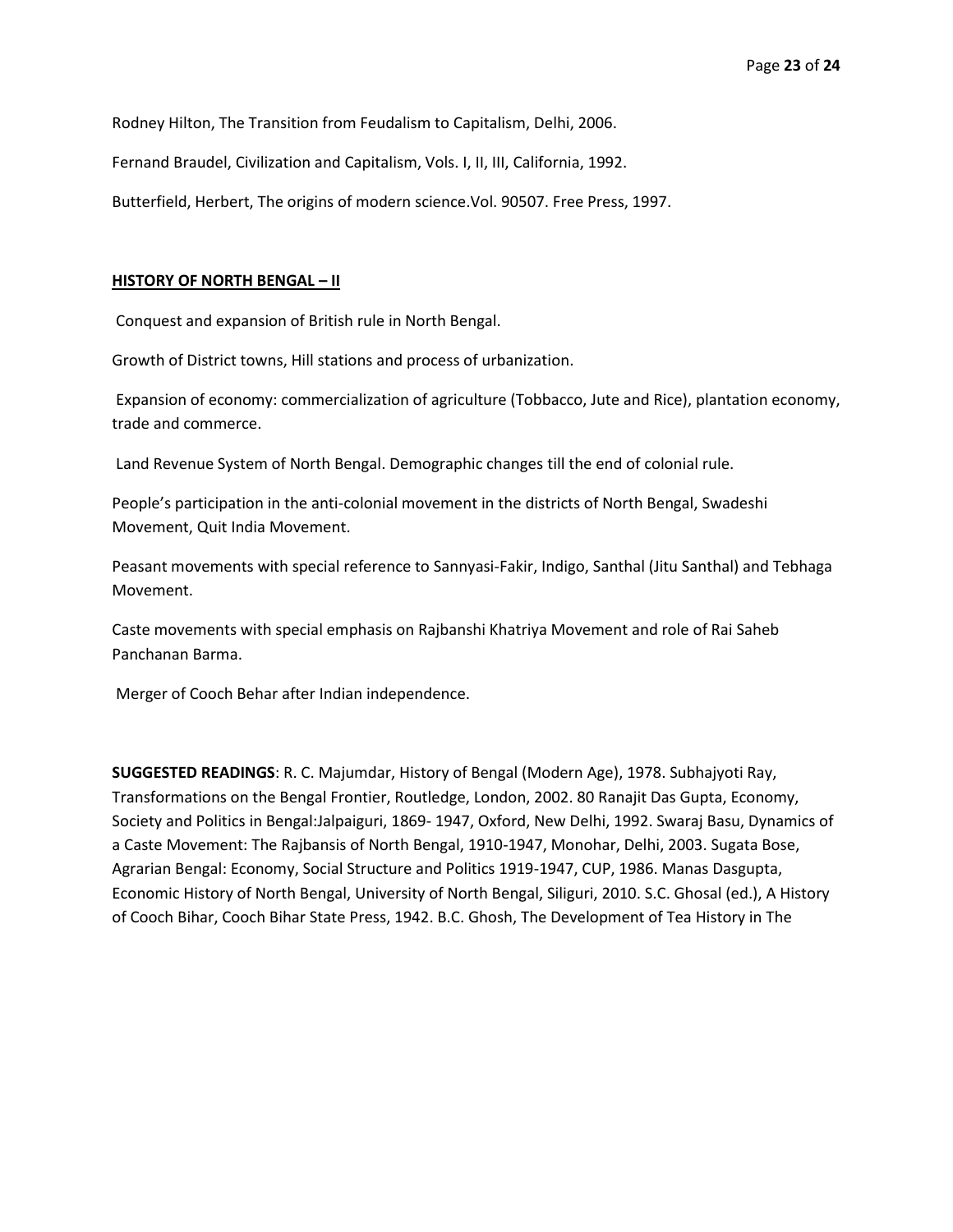Rodney Hilton, The Transition from Feudalism to Capitalism, Delhi, 2006.

Fernand Braudel, Civilization and Capitalism, Vols. I, II, III, California, 1992.

Butterfield, Herbert, The origins of modern science.Vol. 90507. Free Press, 1997.

**HISTORY OF NORTH BENGAL – II**

Conquest and expansion of British rule in North Bengal.

Growth of District towns, Hill stations and process of urbanization.

Expansion of economy: commercialization of agriculture (Tobbacco, Jute and Rice), plantation economy, trade and commerce.

Land Revenue System of North Bengal. Demographic changes till the end of colonial rule.

People's participation in the anti-colonial movement in the districts of North Bengal, Swadeshi Movement, Quit India Movement.

Peasant movements with special reference to Sannyasi-Fakir, Indigo, Santhal (Jitu Santhal) and Tebhaga Movement.

Caste movements with special emphasis on Rajbanshi Khatriya Movement and role of Rai Saheb Panchanan Barma.

Merger of Cooch Behar after Indian independence.

**SUGGESTED READINGS**: R. C. Majumdar, History of Bengal (Modern Age), 1978. Subhajyoti Ray, Transformations on the Bengal Frontier, Routledge, London, 2002. 80 Ranajit Das Gupta, Economy, Society and Politics in Bengal:Jalpaiguri, 1869- 1947, Oxford, New Delhi, 1992. Swaraj Basu, Dynamics of a Caste Movement: The Rajbansis of North Bengal, 1910-1947, Monohar, Delhi, 2003. Sugata Bose, Agrarian Bengal: Economy, Social Structure and Politics 1919-1947, CUP, 1986. Manas Dasgupta, Economic History of North Bengal, University of North Bengal, Siliguri, 2010. S.C. Ghosal (ed.), A History of Cooch Bihar, Cooch Bihar State Press, 1942. B.C. Ghosh, The Development of Tea History in The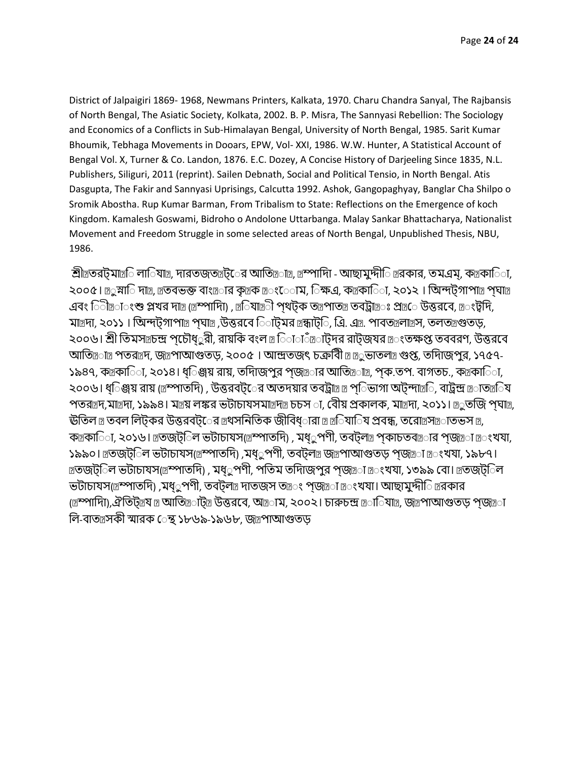District of Jalpaigiri 1869- 1968, Newmans Printers, Kalkata, 1970. Charu Chandra Sanyal, The Rajbansis of North Bengal, The Asiatic Society, Kolkata, 2002. B. P. Misra, The Sannyasi Rebellion: The Sociology and Economics of a Conflicts in Sub-Himalayan Bengal, University of North Bengal, 1985. Sarit Kumar Bhoumik, Tebhaga Movements in Dooars, EPW, Vol- XXI, 1986. W.W. Hunter, A Statistical Account of Bengal Vol. X, Turner & Co. Landon, 1876. E.C. Dozey, A Concise History of Darjeeling Since 1835, N.L. Publishers, Siliguri, 2011 (reprint). Sailen Debnath, Social and Political Tensio, in North Bengal. Atis Dasgupta, The Fakir and Sannyasi Uprisings, Calcutta 1992. Ashok, Gangopaghyay, Banglar Cha Shilpo o Sromik Abostha. Rup Kumar Barman, From Tribalism to State: Reflections on the Emergence of koch Kingdom. Kamalesh Goswami, Bidroho o Andolone Uttarbanga. Malay Sankar Bhattacharya, Nationalist Movement and Freedom Struggle in some selected areas of North Bengal, Unpublished Thesis, NBU, 1986.

শ্রী�তরট্মা�ি লাি্যা�, দারতজত�ট্ের আতি�া�, �ম্পাদিা - আছামুদ্দীি �রকার, তমএম্, ক�কাি্া, ২০০৫। �ুম্নাি দা�, �তবভক্ত বাং�ার কৃ�ক �ং�্াম, িক্ষএ, ক�কাি্া, ২০১২ । অিন্দট্গাপা� প্ঘা� এবং িী�াংশু প্লখর দা� (�ম্পাদিা) , �িযা�ী প্থট্ক ত�পাত� তবট্রা�ঃ প্র�ে উত্তরবে, �ংট্দি, মা�দা, ২০১১ । অিন্দট্গাপা� প্ঘা� ,উত্তরবে িাট্মর �ন্ধাট্ি, ব্রি. এ�. পাবত�লা�স, তলত�গুতড়, ২০০৬। শ্রী তিমস�চন্দ্র প্চৌধ্ুরী, রায়কি বংল � িা�াঁ�াট্দর রাট্জযর �ংতক্ষপ্ত তববরণ, উত্তরবে আতি�া� পতর�দ, জ�পাআগুতড়, ২০০৫ । আন্দ্রতজৎ চক্রবী � �ুভাতল� গুপ্ত, তদিাজপুর, ১৭৫৭-১৯৪৭, ক�কাি্া, ২০১৪। ধ্িঞ্জয় রায়, তদিাজপুর প্জ�ার আতি�া�, প্ক.তপ. বাগতচ., ক�কাি্া, ২০০৬। ধ্িঞ্জয় রায় (�ম্পাতদি) , উত্তরবট্ের অতদয়ার তবট্রা� � প্িভাগা অট্ন্দা�ি, বাট্রন্দ্র �াত�িয পতর�দ,মা�দা, ১৯৯৪। ম�য় লঙ্কর ভটাচাযসমা�দ� চচস া, বৌয় প্রকালক, মা�দা, ২০১১। �ুতজি প্ঘা�, ঊতিল � তবল লিট্কর উত্তরবট্ের �থসনিতিক জীবিধ্ারা � �িযাি্য প্রবন্ধ, তরো�স�াতভস �, ক�কাি্া, ২০১৬। �তজট্িল ভটাচাযস(�ম্পাতদি) , মধ্ুপণী, তবট্ল� প্কাচতব�ার প্জ�া �ংখযা, ১৯৯০। �তজট্িল ভটাচাযস(�ম্পাতদি) ,মধ্ুপণী, তবট্ল� জ�পাআগুতড় প্জ�া �ংখযা, ১৯৮৭। �তজট্িল ভটাচাযস(�ম্পাতদি) , মধ্ুপণী, পতিম তদিাজপুর প্জ�া �ংখযা, ১৩৯৯ বো। �তজট্িল ভটাচাযস(�ম্পাতদি) ,মধ্ুপণী, তবট্ল� দাতজস ত�ং প্জ�া �ংখযা। আছামুদ্দীি �রকার (�ম্পাদিা),ঐতিট্�য � আতি�াট্� উত্তরবে, অ�্াম, ২০০২। চারুচন্দ্র �াি্যা�, জ�পাআগুতড় প্জ�া লি-বাত�সকী স্মারক েন্থ ১৮৬৯-১৯৬৮, জ�পাআগুতড়